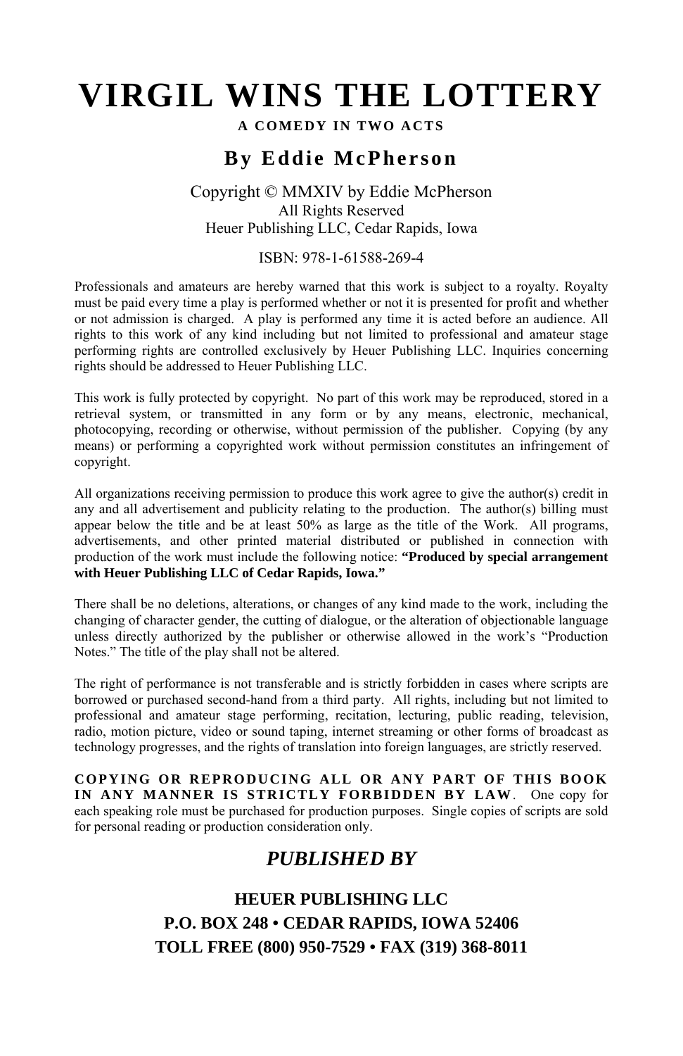# VIRGIL WINS THE LOTTERY

**A COMEDY IN TWO ACTS**

## By Eddie McPherson

Copyright © MMXIV by Eddie McPherson
All Rights Reserved
Heuer Publishing LLC, Cedar Rapids, Iowa

ISBN: 978-1-61588-269-4

Professionals and amateurs are hereby warned that this work is subject to a royalty. Royalty must be paid every time a play is performed whether or not it is presented for profit and whether or not admission is charged. A play is performed any time it is acted before an audience. All rights to this work of any kind including but not limited to professional and amateur stage performing rights are controlled exclusively by Heuer Publishing LLC. Inquiries concerning rights should be addressed to Heuer Publishing LLC.

This work is fully protected by copyright. No part of this work may be reproduced, stored in a retrieval system, or transmitted in any form or by any means, electronic, mechanical, photocopying, recording or otherwise, without permission of the publisher. Copying (by any means) or performing a copyrighted work without permission constitutes an infringement of copyright.

All organizations receiving permission to produce this work agree to give the author(s) credit in any and all advertisement and publicity relating to the production. The author(s) billing must appear below the title and be at least 50% as large as the title of the Work. All programs, advertisements, and other printed material distributed or published in connection with production of the work must include the following notice: **"Produced by special arrangement with Heuer Publishing LLC of Cedar Rapids, Iowa."**

There shall be no deletions, alterations, or changes of any kind made to the work, including the changing of character gender, the cutting of dialogue, or the alteration of objectionable language unless directly authorized by the publisher or otherwise allowed in the work's "Production Notes." The title of the play shall not be altered.

The right of performance is not transferable and is strictly forbidden in cases where scripts are borrowed or purchased second-hand from a third party. All rights, including but not limited to professional and amateur stage performing, recitation, lecturing, public reading, television, radio, motion picture, video or sound taping, internet streaming or other forms of broadcast as technology progresses, and the rights of translation into foreign languages, are strictly reserved.

**COPYING OR REPRODUCING ALL OR ANY PART OF THIS BOOK IN ANY MANNER IS STRICTLY FORBIDDEN BY LAW**. One copy for each speaking role must be purchased for production purposes. Single copies of scripts are sold for personal reading or production consideration only.

## *PUBLISHED BY*

**HEUER PUBLISHING LLC**
**P.O. BOX 248 • CEDAR RAPIDS, IOWA 52406**
**TOLL FREE (800) 950-7529 • FAX (319) 368-8011**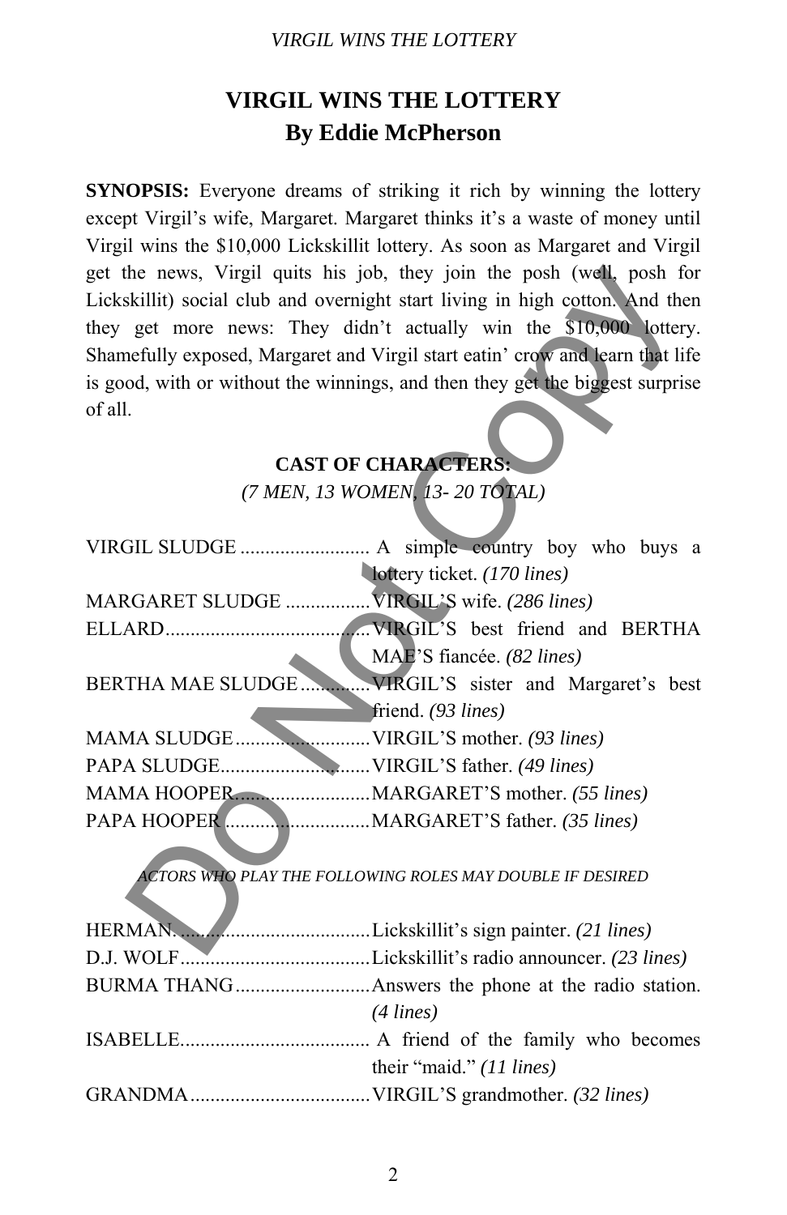# VIRGIL WINS THE LOTTERY
## By Eddie McPherson

**SYNOPSIS:** Everyone dreams of striking it rich by winning the lottery except Virgil's wife, Margaret. Margaret thinks it's a waste of money until Virgil wins the $10,000 Lickskillit lottery. As soon as Margaret and Virgil get the news, Virgil quits his job, they join the posh (well, posh for Lickskillit) social club and overnight start living in high cotton. And then they get more news: They didn't actually win the $10,000 lottery. Shamefully exposed, Margaret and Virgil start eatin' crow and learn that life is good, with or without the winnings, and then they get the biggest surprise of all.

### CAST OF CHARACTERS:

*(7 MEN, 13 WOMEN, 13- 20 TOTAL)*

VIRGIL SLUDGE .......................... A simple country boy who buys a lottery ticket. *(170 lines)*

MARGARET SLUDGE ................. VIRGIL'S wife. *(286 lines)*

ELLARD........................................ VIRGIL'S best friend and BERTHA MAE'S fiancée. *(82 lines)*

BERTHA MAE SLUDGE.............. VIRGIL'S sister and Margaret's best friend. *(93 lines)*

MAMA SLUDGE........................... VIRGIL'S mother. *(93 lines)*

PAPA SLUDGE.............................. VIRGIL'S father. *(49 lines)*

MAMA HOOPER........................... MARGARET'S mother. *(55 lines)*

PAPA HOOPER ............................. MARGARET'S father. *(35 lines)*

*ACTORS WHO PLAY THE FOLLOWING ROLES MAY DOUBLE IF DESIRED*

HERMAN. ...................................... Lickskillit's sign painter. *(21 lines)*

D.J. WOLF...................................... Lickskillit's radio announcer. *(23 lines)*

BURMA THANG........................... Answers the phone at the radio station. *(4 lines)*

ISABELLE..................................... A friend of the family who becomes their "maid." *(11 lines)*

GRANDMA.................................... VIRGIL'S grandmother. *(32 lines)*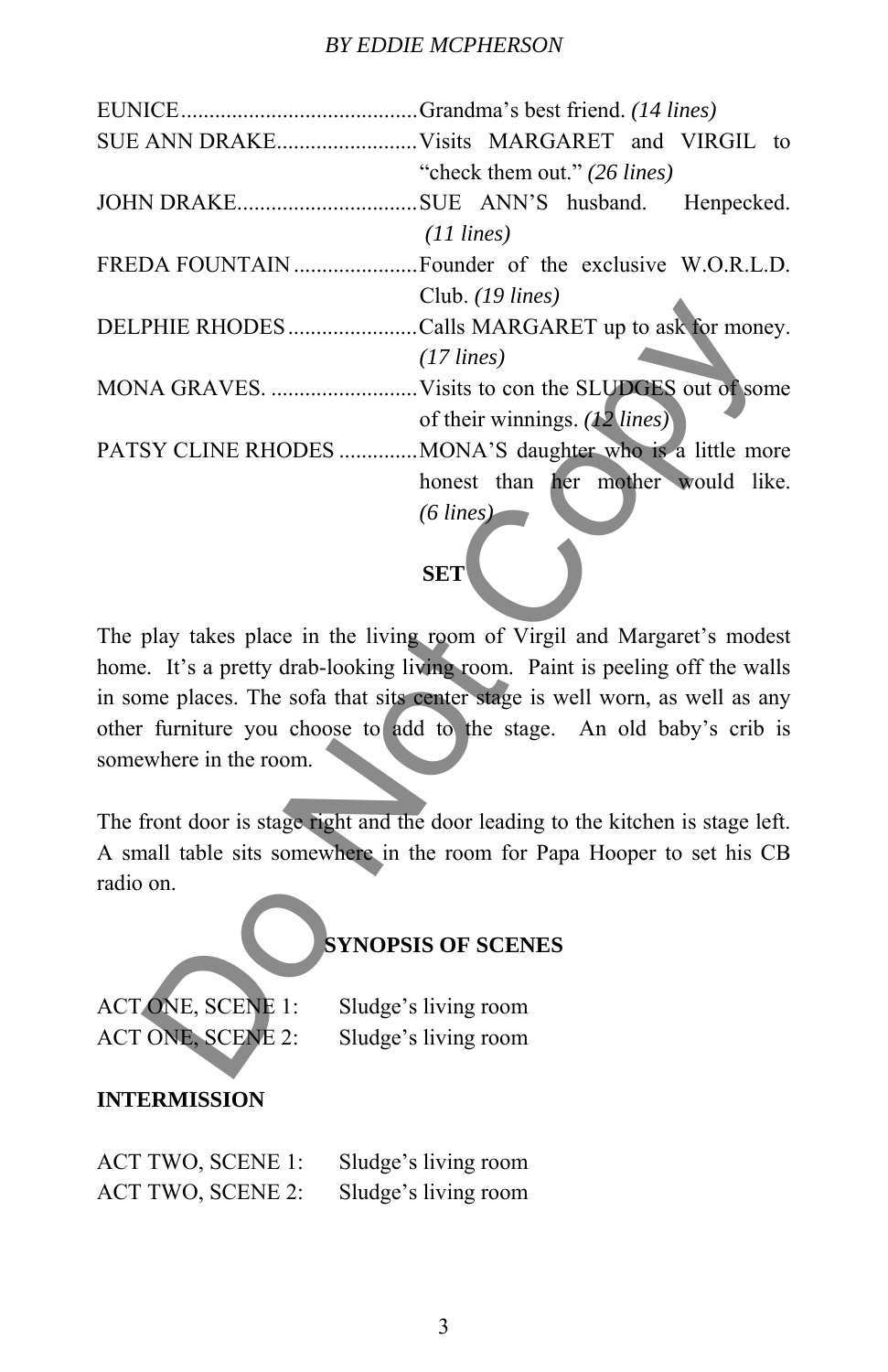EUNICE..........................................Grandma's best friend. *(14 lines)*

SUE ANN DRAKE.........................Visits MARGARET and VIRGIL to "check them out." *(26 lines)*

JOHN DRAKE................................SUE ANN'S husband. Henpecked. *(11 lines)*

FREDA FOUNTAIN......................Founder of the exclusive W.O.R.L.D. Club. *(19 lines)*

DELPHIE RHODES.......................Calls MARGARET up to ask for money. *(17 lines)*

MONA GRAVES. ..........................Visits to con the SLUDGES out of some of their winnings. *(12 lines)*

PATSY CLINE RHODES ..............MONA'S daughter who is a little more honest than her mother would like. *(6 lines)*

**SET**

The play takes place in the living room of Virgil and Margaret's modest home. It's a pretty drab-looking living room. Paint is peeling off the walls in some places. The sofa that sits center stage is well worn, as well as any other furniture you choose to add to the stage. An old baby's crib is somewhere in the room.

The front door is stage right and the door leading to the kitchen is stage left. A small table sits somewhere in the room for Papa Hooper to set his CB radio on.

**SYNOPSIS OF SCENES**

ACT ONE, SCENE 1: Sludge's living room
ACT ONE, SCENE 2: Sludge's living room

**INTERMISSION**

ACT TWO, SCENE 1: Sludge's living room
ACT TWO, SCENE 2: Sludge's living room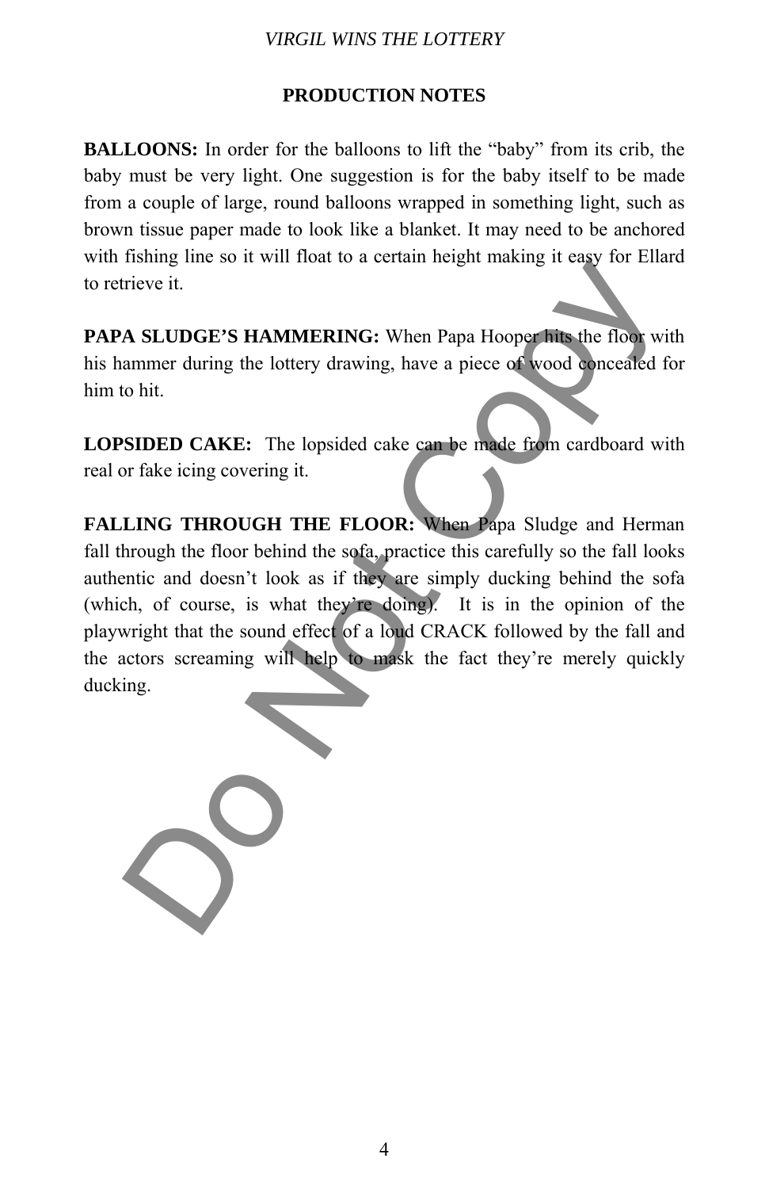## PRODUCTION NOTES

**BALLOONS:** In order for the balloons to lift the "baby" from its crib, the baby must be very light. One suggestion is for the baby itself to be made from a couple of large, round balloons wrapped in something light, such as brown tissue paper made to look like a blanket. It may need to be anchored with fishing line so it will float to a certain height making it easy for Ellard to retrieve it.

**PAPA SLUDGE'S HAMMERING:** When Papa Hooper hits the floor with his hammer during the lottery drawing, have a piece of wood concealed for him to hit.

**LOPSIDED CAKE:** The lopsided cake can be made from cardboard with real or fake icing covering it.

**FALLING THROUGH THE FLOOR:** When Papa Sludge and Herman fall through the floor behind the sofa, practice this carefully so the fall looks authentic and doesn't look as if they are simply ducking behind the sofa (which, of course, is what they're doing). It is in the opinion of the playwright that the sound effect of a loud CRACK followed by the fall and the actors screaming will help to mask the fact they're merely quickly ducking.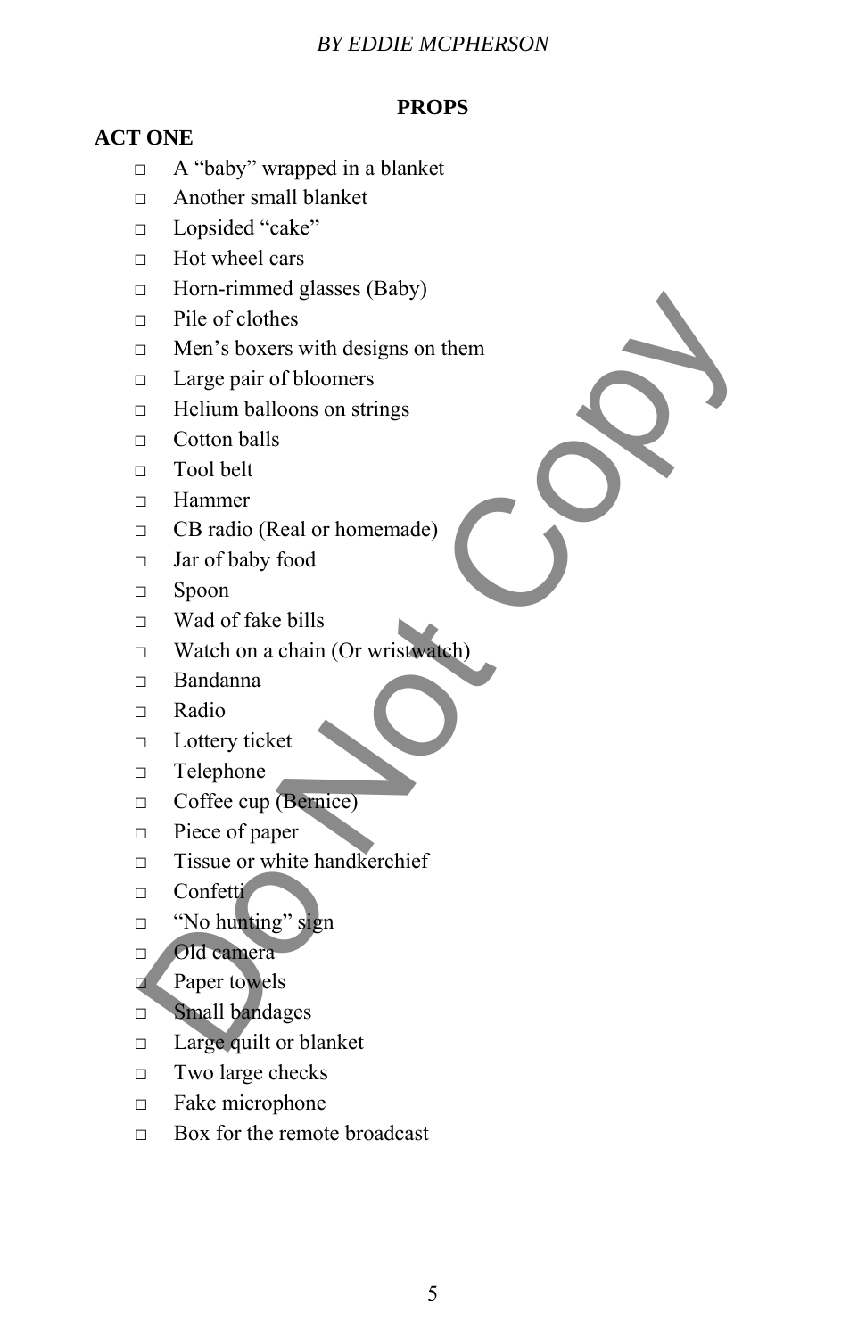## PROPS

### ACT ONE

- □ A “baby” wrapped in a blanket
- □ Another small blanket
- □ Lopsided “cake”
- □ Hot wheel cars
- □ Horn-rimmed glasses (Baby)
- □ Pile of clothes
- □ Men’s boxers with designs on them
- □ Large pair of bloomers
- □ Helium balloons on strings
- □ Cotton balls
- □ Tool belt
- □ Hammer
- □ CB radio (Real or homemade)
- □ Jar of baby food
- □ Spoon
- □ Wad of fake bills
- □ Watch on a chain (Or wristwatch)
- □ Bandanna
- □ Radio
- □ Lottery ticket
- □ Telephone
- □ Coffee cup (Bernice)
- □ Piece of paper
- □ Tissue or white handkerchief
- □ Confetti
- □ “No hunting” sign
- □ Old camera
- □ Paper towels
- □ Small bandages
- □ Large quilt or blanket
- □ Two large checks
- □ Fake microphone
- □ Box for the remote broadcast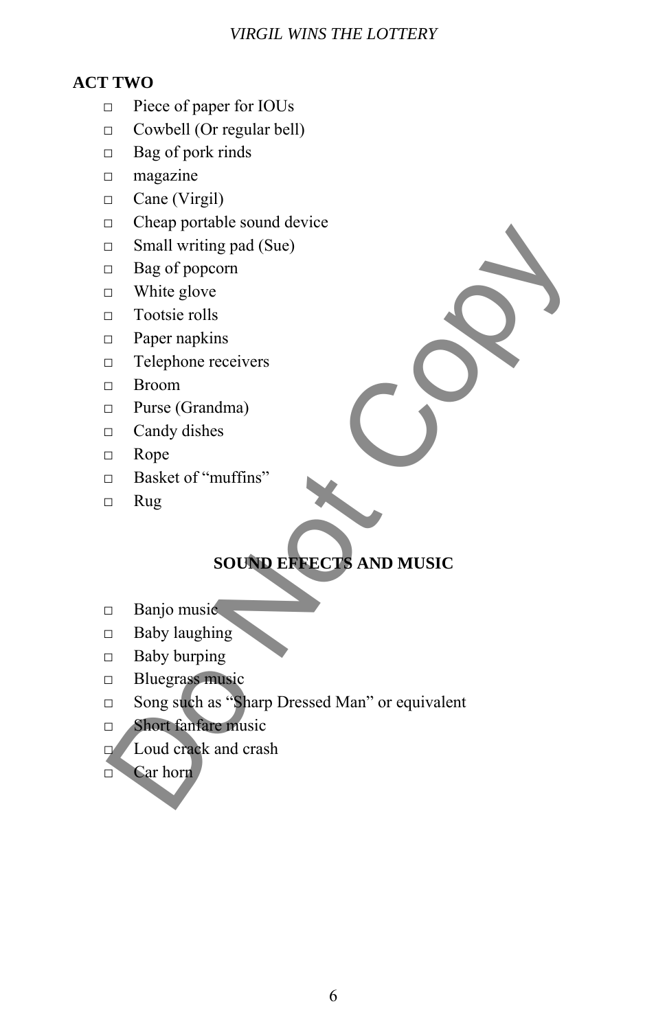## ACT TWO

- Piece of paper for IOUs
- Cowbell (Or regular bell)
- Bag of pork rinds
- magazine
- Cane (Virgil)
- Cheap portable sound device
- Small writing pad (Sue)
- Bag of popcorn
- White glove
- Tootsie rolls
- Paper napkins
- Telephone receivers
- Broom
- Purse (Grandma)
- Candy dishes
- Rope
- Basket of “muffins”
- Rug

## SOUND EFFECTS AND MUSIC

- Banjo music
- Baby laughing
- Baby burping
- Bluegrass music
- Song such as “Sharp Dressed Man” or equivalent
- Short fanfare music
- Loud crack and crash
- Car horn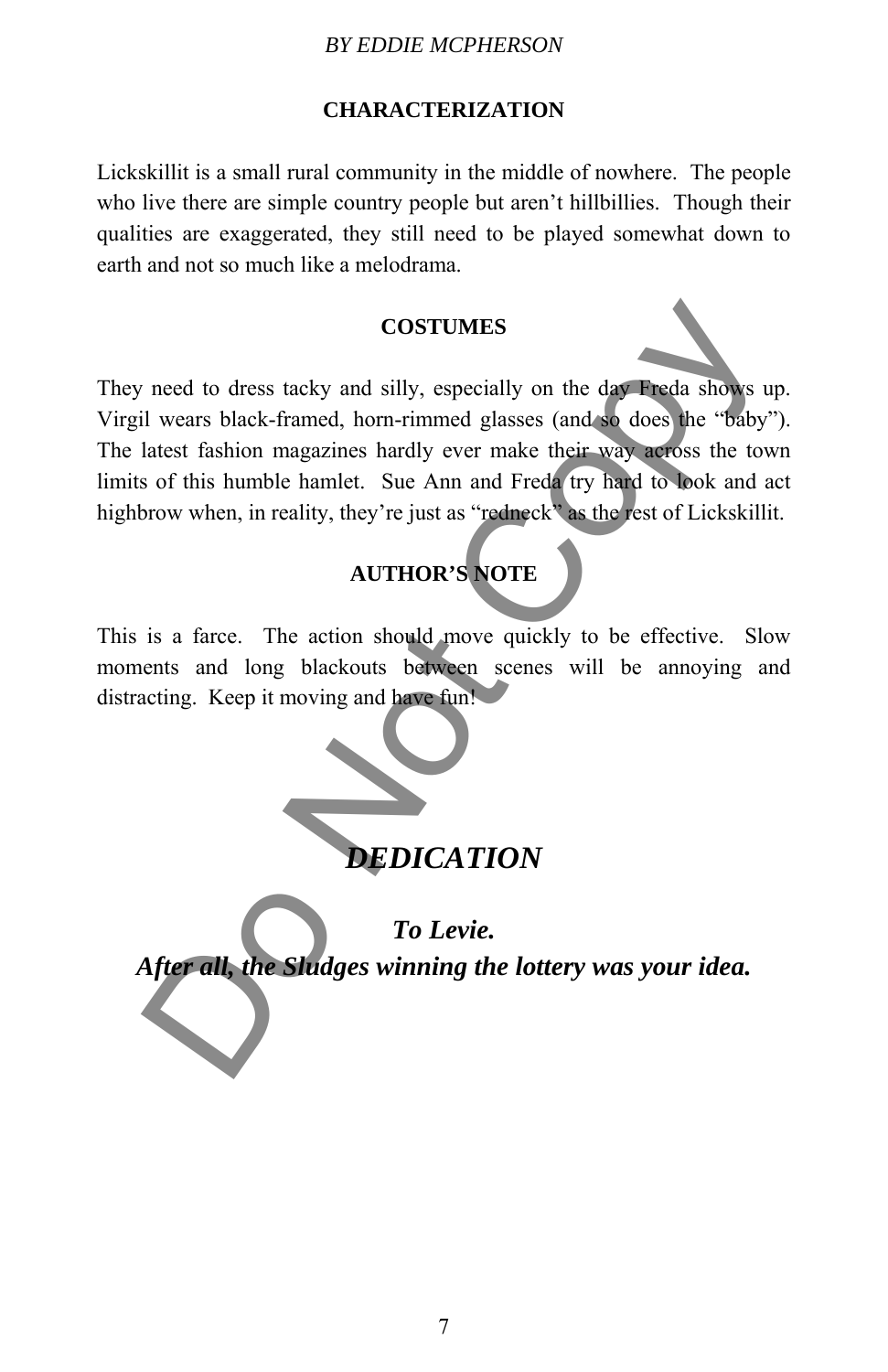## CHARACTERIZATION

Lickskillit is a small rural community in the middle of nowhere. The people who live there are simple country people but aren't hillbillies. Though their qualities are exaggerated, they still need to be played somewhat down to earth and not so much like a melodrama.

## COSTUMES

They need to dress tacky and silly, especially on the day Freda shows up. Virgil wears black-framed, horn-rimmed glasses (and so does the "baby"). The latest fashion magazines hardly ever make their way across the town limits of this humble hamlet. Sue Ann and Freda try hard to look and act highbrow when, in reality, they're just as "redneck" as the rest of Lickskillit.

## AUTHOR'S NOTE

This is a farce. The action should move quickly to be effective. Slow moments and long blackouts between scenes will be annoying and distracting. Keep it moving and have fun!

# *DEDICATION*

***To Levie.***

***After all, the Sludges winning the lottery was your idea.***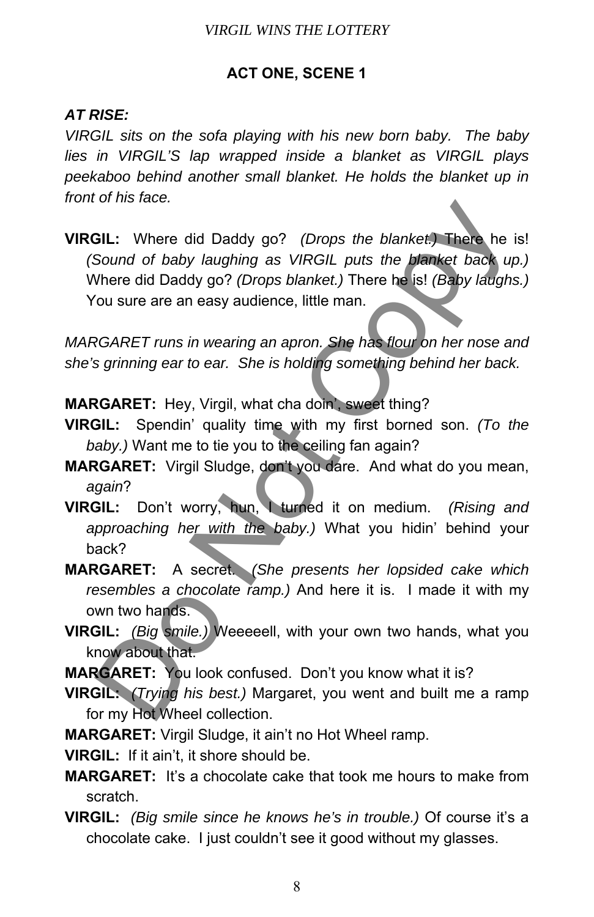## ACT ONE, SCENE 1

***AT RISE:***

*VIRGIL sits on the sofa playing with his new born baby. The baby lies in VIRGIL'S lap wrapped inside a blanket as VIRGIL plays peekaboo behind another small blanket. He holds the blanket up in front of his face.*

**VIRGIL:** Where did Daddy go? *(Drops the blanket.)* There he is! *(Sound of baby laughing as VIRGIL puts the blanket back up.)* Where did Daddy go? *(Drops blanket.)* There he is! *(Baby laughs.)* You sure are an easy audience, little man.

*MARGARET runs in wearing an apron. She has flour on her nose and she's grinning ear to ear. She is holding something behind her back.*

**MARGARET:** Hey, Virgil, what cha doin', sweet thing?

**VIRGIL:** Spendin' quality time with my first borned son. *(To the baby.)* Want me to tie you to the ceiling fan again?

**MARGARET:** Virgil Sludge, don't you dare. And what do you mean, *again*?

**VIRGIL:** Don't worry, hun, I turned it on medium. *(Rising and approaching her with the baby.)* What you hidin' behind your back?

**MARGARET:** A secret. *(She presents her lopsided cake which resembles a chocolate ramp.)* And here it is. I made it with my own two hands.

**VIRGIL:** *(Big smile.)* Weeeeell, with your own two hands, what you know about that.

**MARGARET:** You look confused. Don't you know what it is?

**VIRGIL:** *(Trying his best.)* Margaret, you went and built me a ramp for my Hot Wheel collection.

**MARGARET:** Virgil Sludge, it ain't no Hot Wheel ramp.

**VIRGIL:** If it ain't, it shore should be.

**MARGARET:** It's a chocolate cake that took me hours to make from scratch.

**VIRGIL:** *(Big smile since he knows he's in trouble.)* Of course it's a chocolate cake. I just couldn't see it good without my glasses.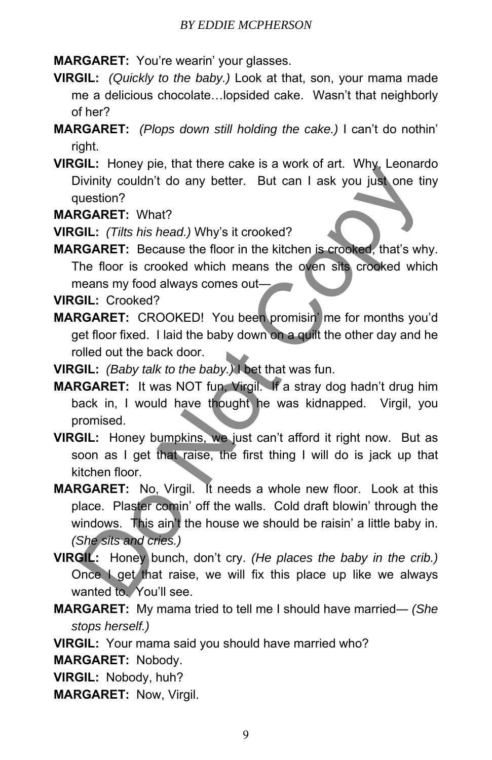**MARGARET:** You're wearin' your glasses.

**VIRGIL:** *(Quickly to the baby.)* Look at that, son, your mama made me a delicious chocolate…lopsided cake. Wasn't that neighborly of her?

**MARGARET:** *(Plops down still holding the cake.)* I can't do nothin' right.

**VIRGIL:** Honey pie, that there cake is a work of art. Why, Leonardo Divinity couldn't do any better. But can I ask you just one tiny question?

**MARGARET:** What?

**VIRGIL:** *(Tilts his head.)* Why's it crooked?

**MARGARET:** Because the floor in the kitchen is crooked, that's why. The floor is crooked which means the oven sits crooked which means my food always comes out—

**VIRGIL:** Crooked?

**MARGARET:** CROOKED! You been promisin' me for months you'd get floor fixed. I laid the baby down on a quilt the other day and he rolled out the back door.

**VIRGIL:** *(Baby talk to the baby.)* I bet that was fun.

**MARGARET:** It was NOT fun, Virgil. If a stray dog hadn't drug him back in, I would have thought he was kidnapped. Virgil, you promised.

**VIRGIL:** Honey bumpkins, we just can't afford it right now. But as soon as I get that raise, the first thing I will do is jack up that kitchen floor.

**MARGARET:** No, Virgil. It needs a whole new floor. Look at this place. Plaster comin' off the walls. Cold draft blowin' through the windows. This ain't the house we should be raisin' a little baby in. *(She sits and cries.)*

**VIRGIL:** Honey bunch, don't cry. *(He places the baby in the crib.)* Once I get that raise, we will fix this place up like we always wanted to. You'll see.

**MARGARET:** My mama tried to tell me I should have married— *(She stops herself.)*

**VIRGIL:** Your mama said you should have married who?

**MARGARET:** Nobody.

**VIRGIL:** Nobody, huh?

**MARGARET:** Now, Virgil.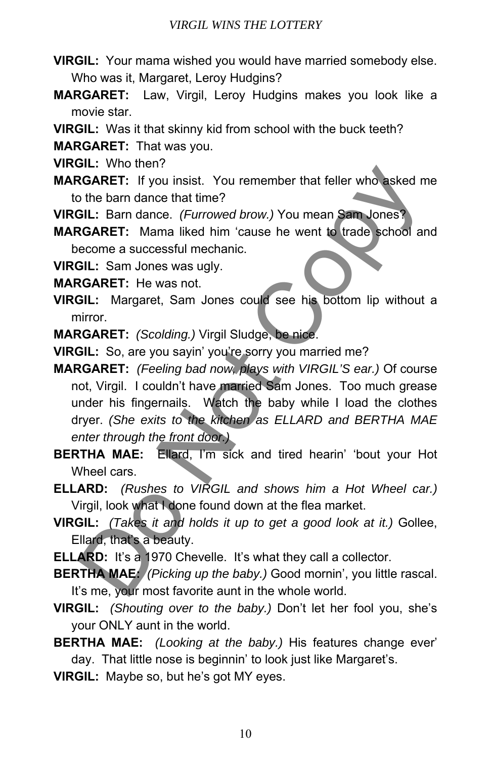**VIRGIL:** Your mama wished you would have married somebody else. Who was it, Margaret, Leroy Hudgins?

**MARGARET:** Law, Virgil, Leroy Hudgins makes you look like a movie star.

**VIRGIL:** Was it that skinny kid from school with the buck teeth?

**MARGARET:** That was you.

**VIRGIL:** Who then?

**MARGARET:** If you insist. You remember that feller who asked me to the barn dance that time?

**VIRGIL:** Barn dance. *(Furrowed brow.)* You mean Sam Jones?

**MARGARET:** Mama liked him 'cause he went to trade school and become a successful mechanic.

**VIRGIL:** Sam Jones was ugly.

**MARGARET:** He was not.

**VIRGIL:** Margaret, Sam Jones could see his bottom lip without a mirror.

**MARGARET:** *(Scolding.)* Virgil Sludge, be nice.

**VIRGIL:** So, are you sayin' you're sorry you married me?

**MARGARET:** *(Feeling bad now, plays with VIRGIL'S ear.)* Of course not, Virgil. I couldn't have married Sam Jones. Too much grease under his fingernails. Watch the baby while I load the clothes dryer. *(She exits to the kitchen as ELLARD and BERTHA MAE enter through the front door.)*

**BERTHA MAE:** Ellard, I'm sick and tired hearin' 'bout your Hot Wheel cars.

**ELLARD:** *(Rushes to VIRGIL and shows him a Hot Wheel car.)* Virgil, look what I done found down at the flea market.

**VIRGIL:** *(Takes it and holds it up to get a good look at it.)* Gollee, Ellard, that's a beauty.

**ELLARD:** It's a 1970 Chevelle. It's what they call a collector.

**BERTHA MAE:** *(Picking up the baby.)* Good mornin', you little rascal. It's me, your most favorite aunt in the whole world.

**VIRGIL:** *(Shouting over to the baby.)* Don't let her fool you, she's your ONLY aunt in the world.

**BERTHA MAE:** *(Looking at the baby.)* His features change ever' day. That little nose is beginnin' to look just like Margaret's.

**VIRGIL:** Maybe so, but he's got MY eyes.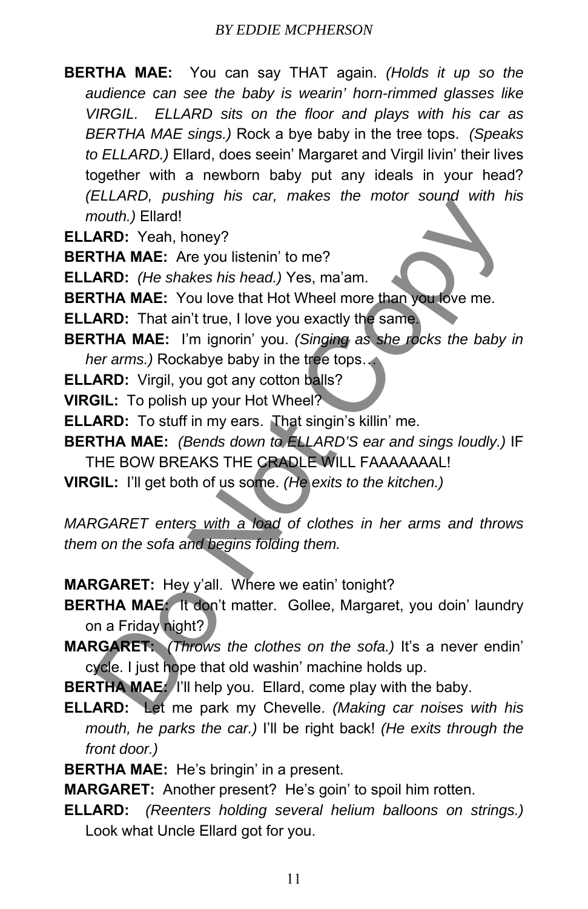**BERTHA MAE:** You can say THAT again. *(Holds it up so the audience can see the baby is wearin' horn-rimmed glasses like VIRGIL. ELLARD sits on the floor and plays with his car as BERTHA MAE sings.)* Rock a bye baby in the tree tops. *(Speaks to ELLARD.)* Ellard, does seein' Margaret and Virgil livin' their lives together with a newborn baby put any ideals in your head? *(ELLARD, pushing his car, makes the motor sound with his mouth.)* Ellard!

**ELLARD:** Yeah, honey?

**BERTHA MAE:** Are you listenin' to me?

**ELLARD:** *(He shakes his head.)* Yes, ma'am.

**BERTHA MAE:** You love that Hot Wheel more than you love me.

**ELLARD:** That ain't true, I love you exactly the same.

**BERTHA MAE:** I'm ignorin' you. *(Singing as she rocks the baby in her arms.)* Rockabye baby in the tree tops…

**ELLARD:** Virgil, you got any cotton balls?

**VIRGIL:** To polish up your Hot Wheel?

**ELLARD:** To stuff in my ears. That singin's killin' me.

**BERTHA MAE:** *(Bends down to ELLARD'S ear and sings loudly.)* IF THE BOW BREAKS THE CRADLE WILL FAAAAAAAL!

**VIRGIL:** I'll get both of us some. *(He exits to the kitchen.)*

*MARGARET enters with a load of clothes in her arms and throws them on the sofa and begins folding them.*

**MARGARET:** Hey y'all. Where we eatin' tonight?

**BERTHA MAE:** It don't matter. Gollee, Margaret, you doin' laundry on a Friday night?

**MARGARET:** *(Throws the clothes on the sofa.)* It's a never endin' cycle. I just hope that old washin' machine holds up.

**BERTHA MAE:** I'll help you. Ellard, come play with the baby.

**ELLARD:** Let me park my Chevelle. *(Making car noises with his mouth, he parks the car.)* I'll be right back! *(He exits through the front door.)*

**BERTHA MAE:** He's bringin' in a present.

**MARGARET:** Another present? He's goin' to spoil him rotten.

**ELLARD:** *(Reenters holding several helium balloons on strings.)* Look what Uncle Ellard got for you.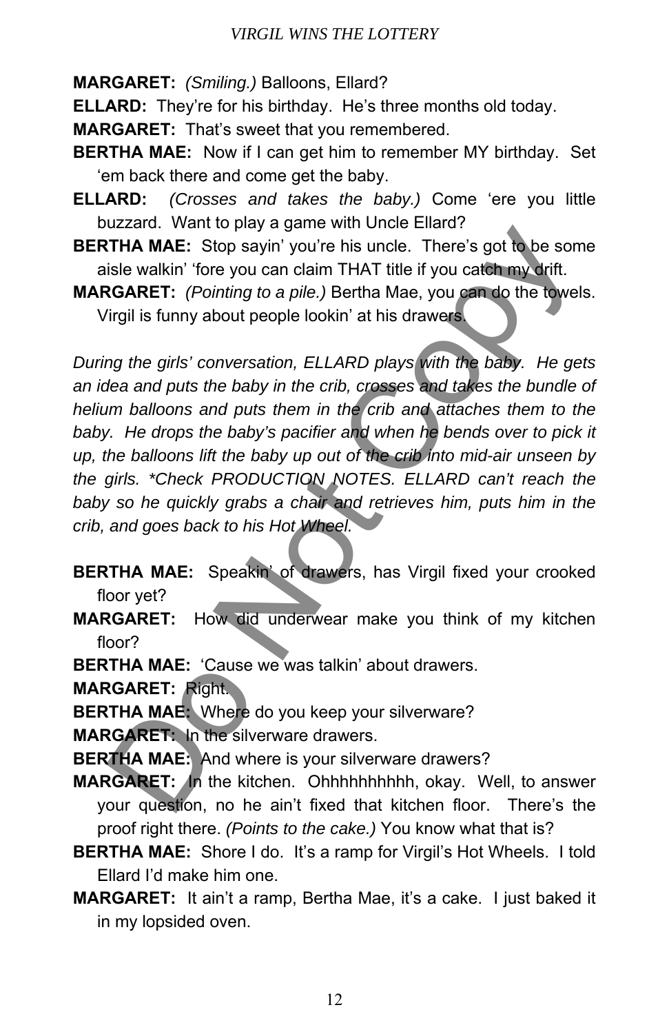**MARGARET:** *(Smiling.)* Balloons, Ellard?

**ELLARD:** They're for his birthday. He's three months old today.

**MARGARET:** That's sweet that you remembered.

**BERTHA MAE:** Now if I can get him to remember MY birthday. Set 'em back there and come get the baby.

**ELLARD:** *(Crosses and takes the baby.)* Come 'ere you little buzzard. Want to play a game with Uncle Ellard?

**BERTHA MAE:** Stop sayin' you're his uncle. There's got to be some aisle walkin' 'fore you can claim THAT title if you catch my drift.

**MARGARET:** *(Pointing to a pile.)* Bertha Mae, you can do the towels. Virgil is funny about people lookin' at his drawers.

*During the girls' conversation, ELLARD plays with the baby. He gets an idea and puts the baby in the crib, crosses and takes the bundle of helium balloons and puts them in the crib and attaches them to the baby. He drops the baby's pacifier and when he bends over to pick it up, the balloons lift the baby up out of the crib into mid-air unseen by the girls. *Check PRODUCTION NOTES. ELLARD can't reach the baby so he quickly grabs a chair and retrieves him, puts him in the crib, and goes back to his Hot Wheel.*

**BERTHA MAE:** Speakin' of drawers, has Virgil fixed your crooked floor yet?

**MARGARET:** How did underwear make you think of my kitchen floor?

**BERTHA MAE:** 'Cause we was talkin' about drawers.

**MARGARET:** Right.

**BERTHA MAE:** Where do you keep your silverware?

**MARGARET:** In the silverware drawers.

**BERTHA MAE:** And where is your silverware drawers?

**MARGARET:** In the kitchen. Ohhhhhhhhhh, okay. Well, to answer your question, no he ain't fixed that kitchen floor. There's the proof right there. *(Points to the cake.)* You know what that is?

**BERTHA MAE:** Shore I do. It's a ramp for Virgil's Hot Wheels. I told Ellard I'd make him one.

**MARGARET:** It ain't a ramp, Bertha Mae, it's a cake. I just baked it in my lopsided oven.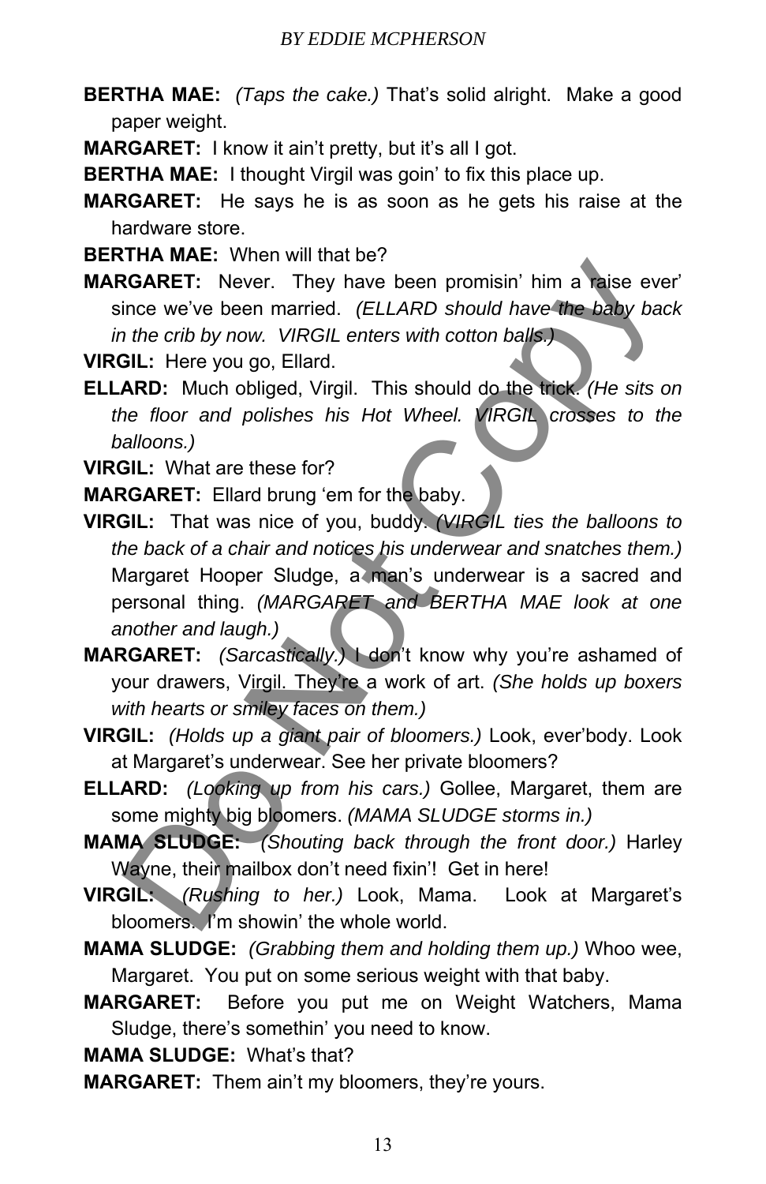**BERTHA MAE:** *(Taps the cake.)* That's solid alright. Make a good paper weight.

**MARGARET:** I know it ain't pretty, but it's all I got.

**BERTHA MAE:** I thought Virgil was goin' to fix this place up.

**MARGARET:** He says he is as soon as he gets his raise at the hardware store.

**BERTHA MAE:** When will that be?

**MARGARET:** Never. They have been promisin' him a raise ever' since we've been married. *(ELLARD should have the baby back in the crib by now. VIRGIL enters with cotton balls.)*

**VIRGIL:** Here you go, Ellard.

**ELLARD:** Much obliged, Virgil. This should do the trick. *(He sits on the floor and polishes his Hot Wheel. VIRGIL crosses to the balloons.)*

**VIRGIL:** What are these for?

**MARGARET:** Ellard brung 'em for the baby.

**VIRGIL:** That was nice of you, buddy. *(VIRGIL ties the balloons to the back of a chair and notices his underwear and snatches them.)* Margaret Hooper Sludge, a man's underwear is a sacred and personal thing. *(MARGARET and BERTHA MAE look at one another and laugh.)*

**MARGARET:** *(Sarcastically.)* I don't know why you're ashamed of your drawers, Virgil. They're a work of art. *(She holds up boxers with hearts or smiley faces on them.)*

**VIRGIL:** *(Holds up a giant pair of bloomers.)* Look, ever'body. Look at Margaret's underwear. See her private bloomers?

**ELLARD:** *(Looking up from his cars.)* Gollee, Margaret, them are some mighty big bloomers. *(MAMA SLUDGE storms in.)*

**MAMA SLUDGE:** *(Shouting back through the front door.)* Harley Wayne, their mailbox don't need fixin'! Get in here!

**VIRGIL:** *(Rushing to her.)* Look, Mama. Look at Margaret's bloomers. I'm showin' the whole world.

**MAMA SLUDGE:** *(Grabbing them and holding them up.)* Whoo wee, Margaret. You put on some serious weight with that baby.

**MARGARET:** Before you put me on Weight Watchers, Mama Sludge, there's somethin' you need to know.

**MAMA SLUDGE:** What's that?

**MARGARET:** Them ain't my bloomers, they're yours.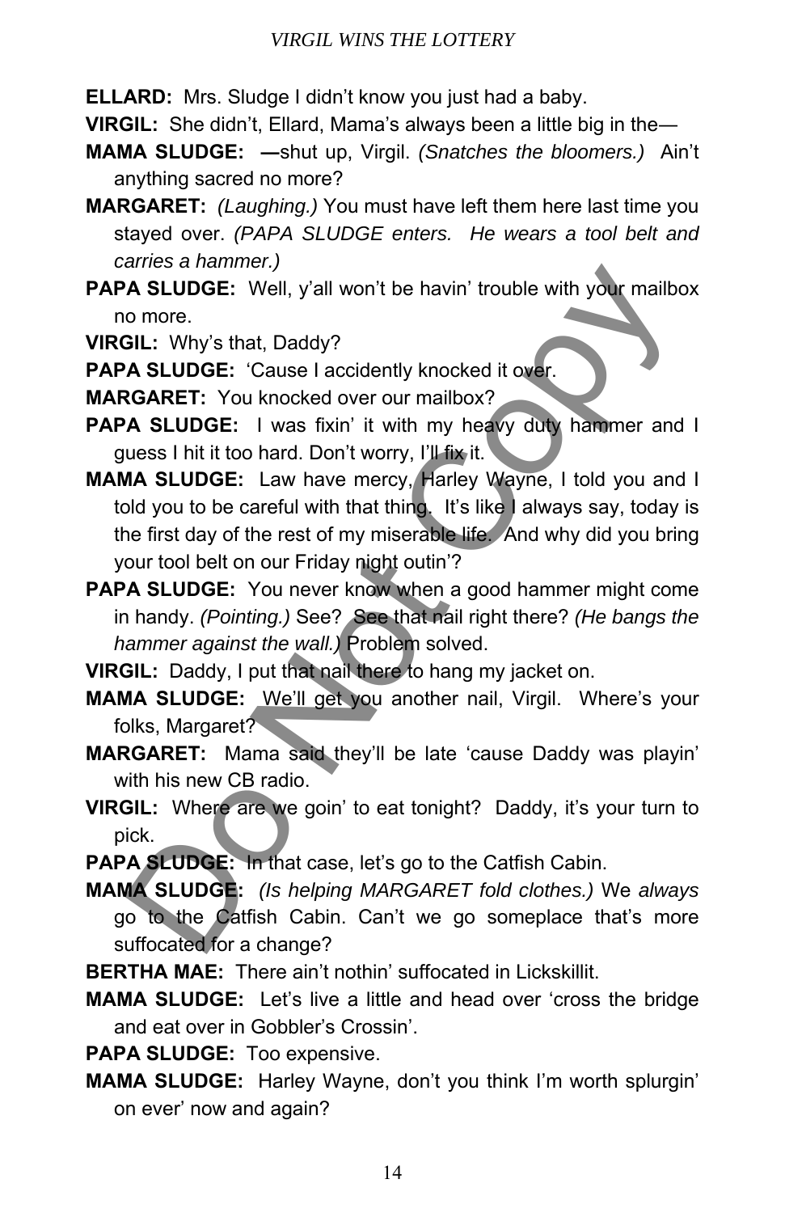**ELLARD:** Mrs. Sludge I didn't know you just had a baby.

**VIRGIL:** She didn't, Ellard, Mama's always been a little big in the—

**MAMA SLUDGE:** **—**shut up, Virgil. *(Snatches the bloomers.)* Ain't anything sacred no more?

**MARGARET:** *(Laughing.)* You must have left them here last time you stayed over. *(PAPA SLUDGE enters. He wears a tool belt and carries a hammer.)*

**PAPA SLUDGE:** Well, y'all won't be havin' trouble with your mailbox no more.

**VIRGIL:** Why's that, Daddy?

**PAPA SLUDGE:** 'Cause I accidently knocked it over.

**MARGARET:** You knocked over our mailbox?

**PAPA SLUDGE:** I was fixin' it with my heavy duty hammer and I guess I hit it too hard. Don't worry, I'll fix it.

**MAMA SLUDGE:** Law have mercy, Harley Wayne, I told you and I told you to be careful with that thing. It's like I always say, today is the first day of the rest of my miserable life. And why did you bring your tool belt on our Friday night outin'?

**PAPA SLUDGE:** You never know when a good hammer might come in handy. *(Pointing.)* See? See that nail right there? *(He bangs the hammer against the wall.)* Problem solved.

**VIRGIL:** Daddy, I put that nail there to hang my jacket on.

**MAMA SLUDGE:** We'll get you another nail, Virgil. Where's your folks, Margaret?

**MARGARET:** Mama said they'll be late 'cause Daddy was playin' with his new CB radio.

**VIRGIL:** Where are we goin' to eat tonight? Daddy, it's your turn to pick.

**PAPA SLUDGE:** In that case, let's go to the Catfish Cabin.

**MAMA SLUDGE:** *(Is helping MARGARET fold clothes.)* We *always* go to the Catfish Cabin. Can't we go someplace that's more suffocated for a change?

**BERTHA MAE:** There ain't nothin' suffocated in Lickskillit.

**MAMA SLUDGE:** Let's live a little and head over 'cross the bridge and eat over in Gobbler's Crossin'.

**PAPA SLUDGE:** Too expensive.

**MAMA SLUDGE:** Harley Wayne, don't you think I'm worth splurgin' on ever' now and again?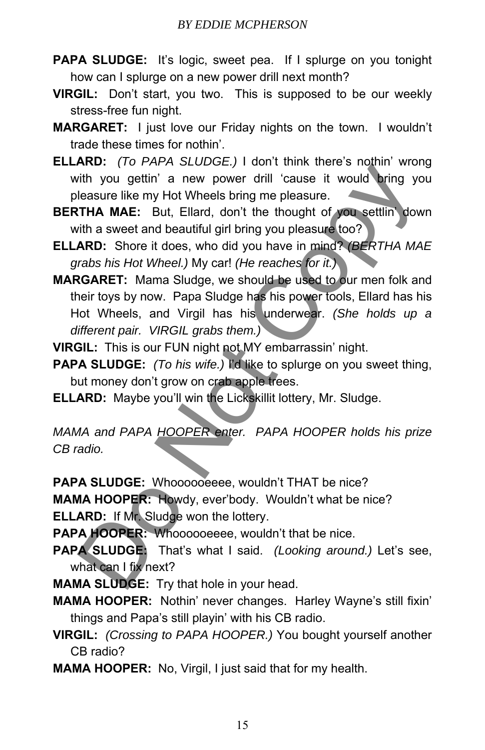**PAPA SLUDGE:** It's logic, sweet pea. If I splurge on you tonight how can I splurge on a new power drill next month?

**VIRGIL:** Don't start, you two. This is supposed to be our weekly stress-free fun night.

**MARGARET:** I just love our Friday nights on the town. I wouldn't trade these times for nothin'.

**ELLARD:** *(To PAPA SLUDGE.)* I don't think there's nothin' wrong with you gettin' a new power drill 'cause it would bring you pleasure like my Hot Wheels bring me pleasure.

**BERTHA MAE:** But, Ellard, don't the thought of you settlin' down with a sweet and beautiful girl bring you pleasure too?

**ELLARD:** Shore it does, who did you have in mind? *(BERTHA MAE grabs his Hot Wheel.)* My car! *(He reaches for it.)*

**MARGARET:** Mama Sludge, we should be used to our men folk and their toys by now. Papa Sludge has his power tools, Ellard has his Hot Wheels, and Virgil has his underwear. *(She holds up a different pair. VIRGIL grabs them.)*

**VIRGIL:** This is our FUN night not MY embarrassin' night.

**PAPA SLUDGE:** *(To his wife.)* I'd like to splurge on you sweet thing, but money don't grow on crab apple trees.

**ELLARD:** Maybe you'll win the Lickskillit lottery, Mr. Sludge.

*MAMA and PAPA HOOPER enter. PAPA HOOPER holds his prize CB radio.*

**PAPA SLUDGE:** Whoooooeeee, wouldn't THAT be nice?

**MAMA HOOPER:** Howdy, ever'body. Wouldn't what be nice?

**ELLARD:** If Mr. Sludge won the lottery.

**PAPA HOOPER:** Whoooooeeee, wouldn't that be nice.

**PAPA SLUDGE:** That's what I said. *(Looking around.)* Let's see, what can I fix next?

**MAMA SLUDGE:** Try that hole in your head.

**MAMA HOOPER:** Nothin' never changes. Harley Wayne's still fixin' things and Papa's still playin' with his CB radio.

**VIRGIL:** *(Crossing to PAPA HOOPER.)* You bought yourself another CB radio?

**MAMA HOOPER:** No, Virgil, I just said that for my health.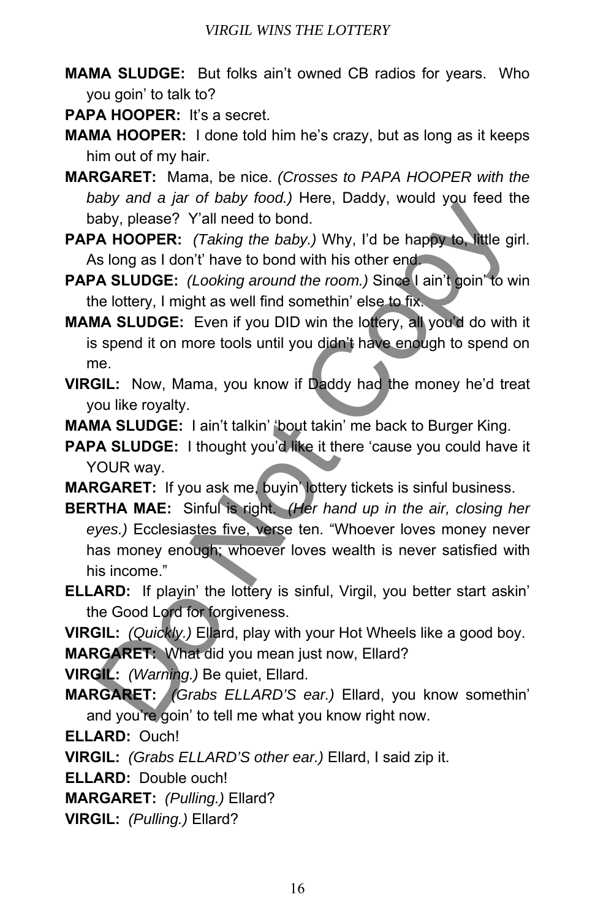**MAMA SLUDGE:** But folks ain't owned CB radios for years. Who you goin' to talk to?

**PAPA HOOPER:** It's a secret.

**MAMA HOOPER:** I done told him he's crazy, but as long as it keeps him out of my hair.

**MARGARET:** Mama, be nice. *(Crosses to PAPA HOOPER with the baby and a jar of baby food.)* Here, Daddy, would you feed the baby, please? Y'all need to bond.

**PAPA HOOPER:** *(Taking the baby.)* Why, I'd be happy to, little girl. As long as I don't' have to bond with his other end.

**PAPA SLUDGE:** *(Looking around the room.)* Since I ain't goin' to win the lottery, I might as well find somethin' else to fix.

**MAMA SLUDGE:** Even if you DID win the lottery, all you'd do with it is spend it on more tools until you didn't have enough to spend on me.

**VIRGIL:** Now, Mama, you know if Daddy had the money he'd treat you like royalty.

**MAMA SLUDGE:** I ain't talkin' 'bout takin' me back to Burger King.

**PAPA SLUDGE:** I thought you'd like it there 'cause you could have it YOUR way.

**MARGARET:** If you ask me, buyin' lottery tickets is sinful business.

**BERTHA MAE:** Sinful is right. *(Her hand up in the air, closing her eyes.)* Ecclesiastes five, verse ten. "Whoever loves money never has money enough; whoever loves wealth is never satisfied with his income."

**ELLARD:** If playin' the lottery is sinful, Virgil, you better start askin' the Good Lord for forgiveness.

**VIRGIL:** *(Quickly.)* Ellard, play with your Hot Wheels like a good boy.

**MARGARET:** What did you mean just now, Ellard?

**VIRGIL:** *(Warning.)* Be quiet, Ellard.

**MARGARET:** *(Grabs ELLARD'S ear.)* Ellard, you know somethin' and you're goin' to tell me what you know right now.

**ELLARD:** Ouch!

**VIRGIL:** *(Grabs ELLARD'S other ear.)* Ellard, I said zip it.

**ELLARD:** Double ouch!

**MARGARET:** *(Pulling.)* Ellard?

**VIRGIL:** *(Pulling.)* Ellard?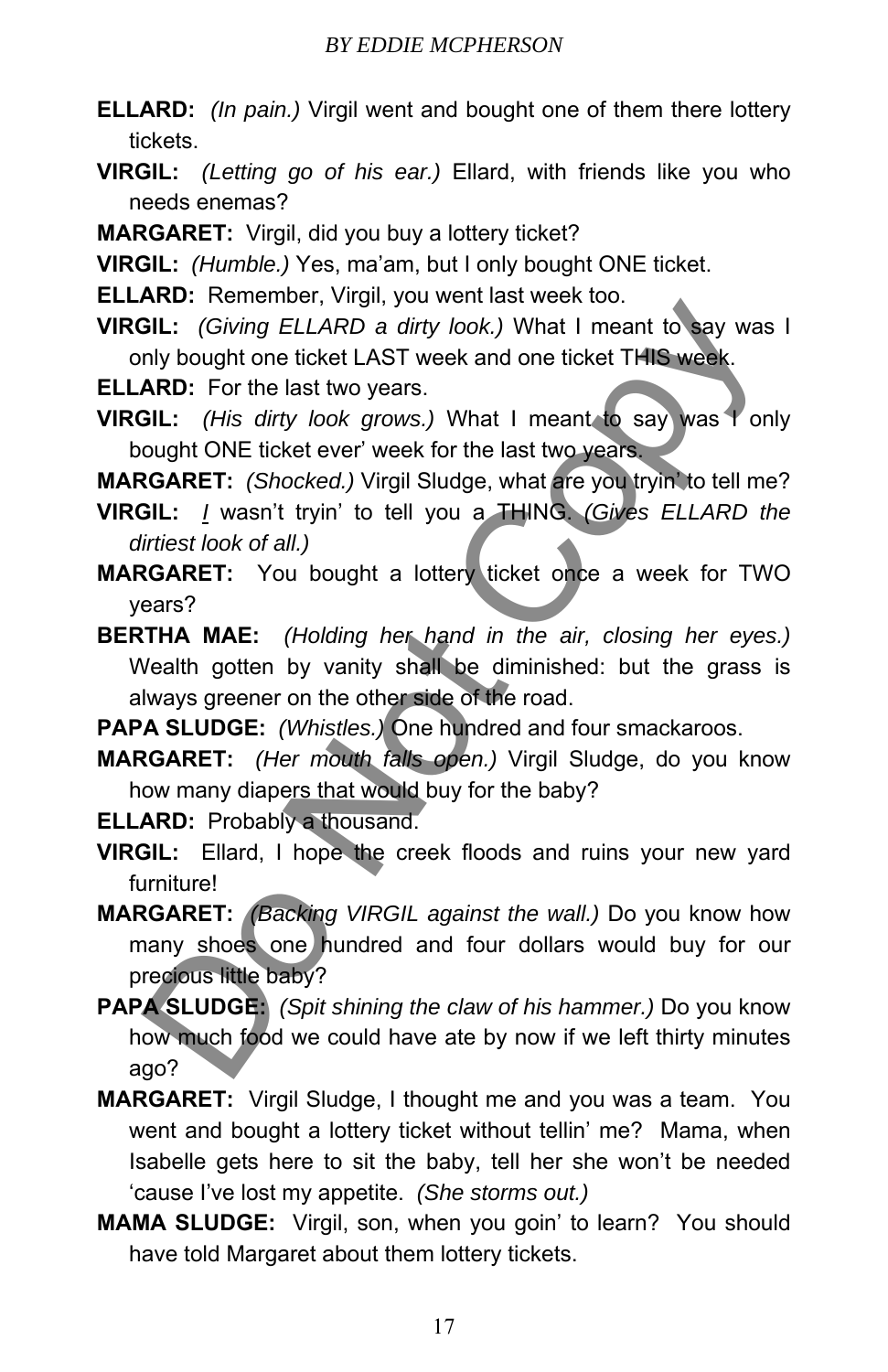**ELLARD:** *(In pain.)* Virgil went and bought one of them there lottery tickets.

**VIRGIL:** *(Letting go of his ear.)* Ellard, with friends like you who needs enemas?

**MARGARET:** Virgil, did you buy a lottery ticket?

**VIRGIL:** *(Humble.)* Yes, ma'am, but I only bought ONE ticket.

**ELLARD:** Remember, Virgil, you went last week too.

**VIRGIL:** *(Giving ELLARD a dirty look.)* What I meant to say was I only bought one ticket LAST week and one ticket THIS week.

**ELLARD:** For the last two years.

**VIRGIL:** *(His dirty look grows.)* What I meant to say was I only bought ONE ticket ever' week for the last two years.

**MARGARET:** *(Shocked.)* Virgil Sludge, what are you tryin' to tell me?

**VIRGIL:** *I* wasn't tryin' to tell you a THING. *(Gives ELLARD the dirtiest look of all.)*

**MARGARET:** You bought a lottery ticket once a week for TWO years?

**BERTHA MAE:** *(Holding her hand in the air, closing her eyes.)* Wealth gotten by vanity shall be diminished: but the grass is always greener on the other side of the road.

**PAPA SLUDGE:** *(Whistles.)* One hundred and four smackaroos.

**MARGARET:** *(Her mouth falls open.)* Virgil Sludge, do you know how many diapers that would buy for the baby?

**ELLARD:** Probably a thousand.

**VIRGIL:** Ellard, I hope the creek floods and ruins your new yard furniture!

**MARGARET:** *(Backing VIRGIL against the wall.)* Do you know how many shoes one hundred and four dollars would buy for our precious little baby?

**PAPA SLUDGE:** *(Spit shining the claw of his hammer.)* Do you know how much food we could have ate by now if we left thirty minutes ago?

**MARGARET:** Virgil Sludge, I thought me and you was a team. You went and bought a lottery ticket without tellin' me? Mama, when Isabelle gets here to sit the baby, tell her she won't be needed 'cause I've lost my appetite. *(She storms out.)*

**MAMA SLUDGE:** Virgil, son, when you goin' to learn? You should have told Margaret about them lottery tickets.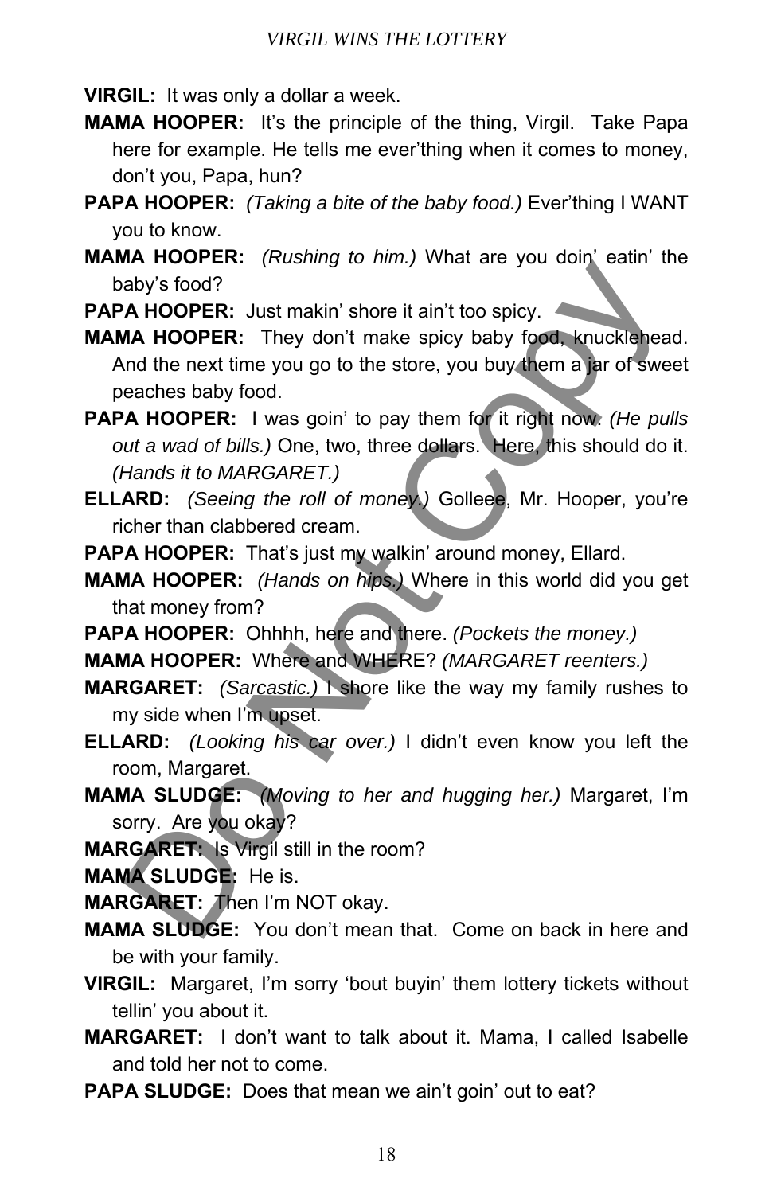**VIRGIL:** It was only a dollar a week.

**MAMA HOOPER:** It's the principle of the thing, Virgil. Take Papa here for example. He tells me ever'thing when it comes to money, don't you, Papa, hun?

**PAPA HOOPER:** *(Taking a bite of the baby food.)* Ever'thing I WANT you to know.

**MAMA HOOPER:** *(Rushing to him.)* What are you doin' eatin' the baby's food?

**PAPA HOOPER:** Just makin' shore it ain't too spicy.

**MAMA HOOPER:** They don't make spicy baby food, knucklehead. And the next time you go to the store, you buy them a jar of sweet peaches baby food.

**PAPA HOOPER:** I was goin' to pay them for it right now. *(He pulls out a wad of bills.)* One, two, three dollars. Here, this should do it. *(Hands it to MARGARET.)*

**ELLARD:** *(Seeing the roll of money.)* Golleee, Mr. Hooper, you're richer than clabbered cream.

**PAPA HOOPER:** That's just my walkin' around money, Ellard.

**MAMA HOOPER:** *(Hands on hips.)* Where in this world did you get that money from?

**PAPA HOOPER:** Ohhhh, here and there. *(Pockets the money.)*

**MAMA HOOPER:** Where and WHERE? *(MARGARET reenters.)*

**MARGARET:** *(Sarcastic.)* I shore like the way my family rushes to my side when I'm upset.

**ELLARD:** *(Looking his car over.)* I didn't even know you left the room, Margaret.

**MAMA SLUDGE:** *(Moving to her and hugging her.)* Margaret, I'm sorry. Are you okay?

**MARGARET:** Is Virgil still in the room?

**MAMA SLUDGE:** He is.

**MARGARET:** Then I'm NOT okay.

**MAMA SLUDGE:** You don't mean that. Come on back in here and be with your family.

**VIRGIL:** Margaret, I'm sorry 'bout buyin' them lottery tickets without tellin' you about it.

**MARGARET:** I don't want to talk about it. Mama, I called Isabelle and told her not to come.

**PAPA SLUDGE:** Does that mean we ain't goin' out to eat?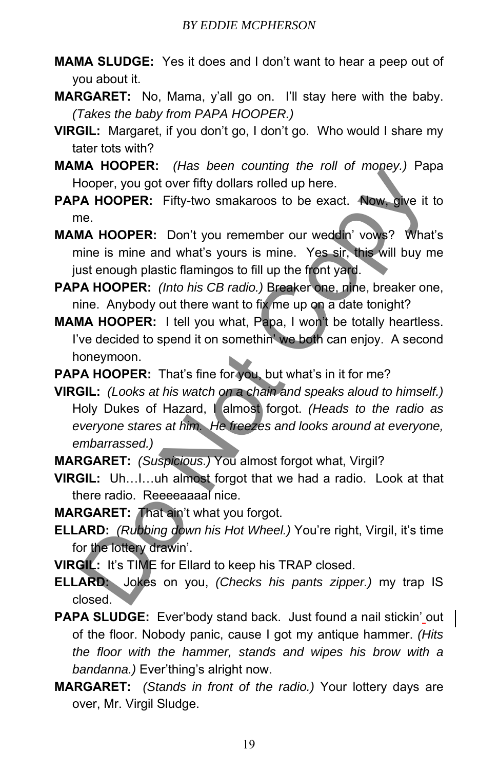**MAMA SLUDGE:** Yes it does and I don't want to hear a peep out of you about it.

**MARGARET:** No, Mama, y'all go on. I'll stay here with the baby. *(Takes the baby from PAPA HOOPER.)*

**VIRGIL:** Margaret, if you don't go, I don't go. Who would I share my tater tots with?

**MAMA HOOPER:** *(Has been counting the roll of money.)* Papa Hooper, you got over fifty dollars rolled up here.

**PAPA HOOPER:** Fifty-two smakaroos to be exact. Now, give it to me.

**MAMA HOOPER:** Don't you remember our weddin' vows? What's mine is mine and what's yours is mine. Yes sir, this will buy me just enough plastic flamingos to fill up the front yard.

**PAPA HOOPER:** *(Into his CB radio.)* Breaker one, nine, breaker one, nine. Anybody out there want to fix me up on a date tonight?

**MAMA HOOPER:** I tell you what, Papa, I won't be totally heartless. I've decided to spend it on somethin' we both can enjoy. A second honeymoon.

**PAPA HOOPER:** That's fine for you, but what's in it for me?

**VIRGIL:** *(Looks at his watch on a chain and speaks aloud to himself.)* Holy Dukes of Hazard, I almost forgot. *(Heads to the radio as everyone stares at him. He freezes and looks around at everyone, embarrassed.)*

**MARGARET:** *(Suspicious.)* You almost forgot what, Virgil?

**VIRGIL:** Uh…I…uh almost forgot that we had a radio. Look at that there radio. Reeeeaaaal nice.

**MARGARET:** That ain't what you forgot.

**ELLARD:** *(Rubbing down his Hot Wheel.)* You're right, Virgil, it's time for the lottery drawin'.

**VIRGIL:** It's TIME for Ellard to keep his TRAP closed.

**ELLARD:** Jokes on you, *(Checks his pants zipper.)* my trap IS closed.

**PAPA SLUDGE:** Ever'body stand back. Just found a nail stickin' out of the floor. Nobody panic, cause I got my antique hammer. *(Hits the floor with the hammer, stands and wipes his brow with a bandanna.)* Ever'thing's alright now.

**MARGARET:** *(Stands in front of the radio.)* Your lottery days are over, Mr. Virgil Sludge.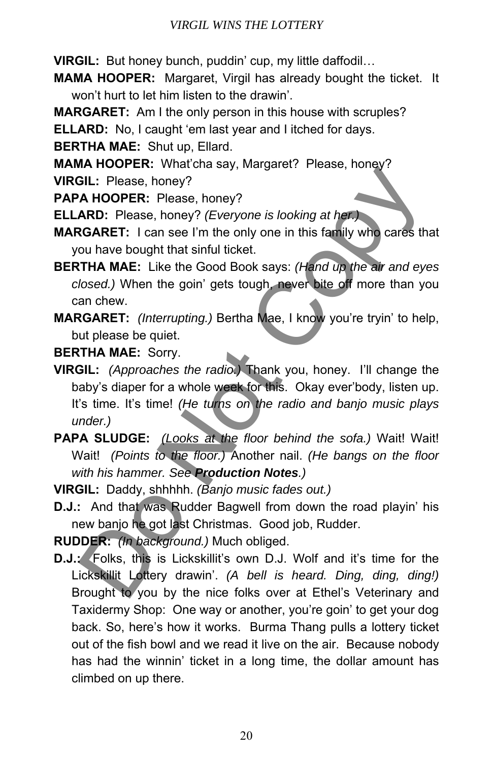**VIRGIL:** But honey bunch, puddin' cup, my little daffodil…

**MAMA HOOPER:** Margaret, Virgil has already bought the ticket. It won't hurt to let him listen to the drawin'.

**MARGARET:** Am I the only person in this house with scruples?

**ELLARD:** No, I caught 'em last year and I itched for days.

**BERTHA MAE:** Shut up, Ellard.

**MAMA HOOPER:** What'cha say, Margaret? Please, honey?

**VIRGIL:** Please, honey?

**PAPA HOOPER:** Please, honey?

**ELLARD:** Please, honey? *(Everyone is looking at her.)*

**MARGARET:** I can see I'm the only one in this family who cares that you have bought that sinful ticket.

**BERTHA MAE:** Like the Good Book says: *(Hand up the air and eyes closed.)* When the goin' gets tough, never bite off more than you can chew.

**MARGARET:** *(Interrupting.)* Bertha Mae, I know you're tryin' to help, but please be quiet.

**BERTHA MAE:** Sorry.

**VIRGIL:** *(Approaches the radio.)* Thank you, honey. I'll change the baby's diaper for a whole week for this. Okay ever'body, listen up. It's time. It's time! *(He turns on the radio and banjo music plays under.)*

**PAPA SLUDGE:** *(Looks at the floor behind the sofa.)* Wait! Wait! Wait! *(Points to the floor.)* Another nail. *(He bangs on the floor with his hammer. See* ***Production Notes****.)*

**VIRGIL:** Daddy, shhhhh. *(Banjo music fades out.)*

**D.J.:** And that was Rudder Bagwell from down the road playin' his new banjo he got last Christmas. Good job, Rudder.

**RUDDER:** *(In background.)* Much obliged.

**D.J.:** Folks, this is Lickskillit's own D.J. Wolf and it's time for the Lickskillit Lottery drawin'. *(A bell is heard. Ding, ding, ding!)* Brought to you by the nice folks over at Ethel's Veterinary and Taxidermy Shop: One way or another, you're goin' to get your dog back. So, here's how it works. Burma Thang pulls a lottery ticket out of the fish bowl and we read it live on the air. Because nobody has had the winnin' ticket in a long time, the dollar amount has climbed on up there.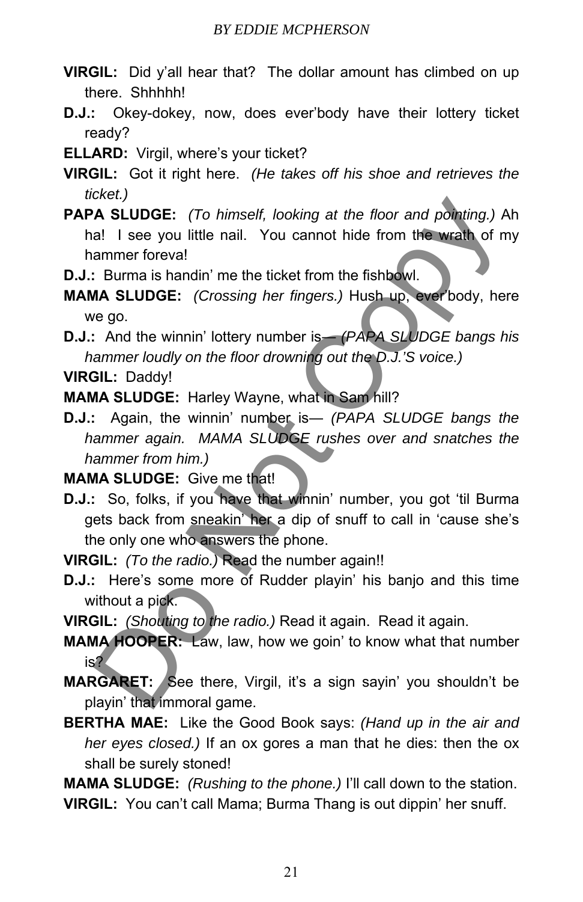**VIRGIL:** Did y'all hear that? The dollar amount has climbed on up there. Shhhhh!

**D.J.:** Okey-dokey, now, does ever'body have their lottery ticket ready?

**ELLARD:** Virgil, where's your ticket?

**VIRGIL:** Got it right here. *(He takes off his shoe and retrieves the ticket.)*

**PAPA SLUDGE:** *(To himself, looking at the floor and pointing.)* Ah ha! I see you little nail. You cannot hide from the wrath of my hammer foreva!

**D.J.:** Burma is handin' me the ticket from the fishbowl.

**MAMA SLUDGE:** *(Crossing her fingers.)* Hush up, ever'body, here we go.

**D.J.:** And the winnin' lottery number is— *(PAPA SLUDGE bangs his hammer loudly on the floor drowning out the D.J.'S voice.)*

**VIRGIL:** Daddy!

**MAMA SLUDGE:** Harley Wayne, what in Sam hill?

**D.J.:** Again, the winnin' number is— *(PAPA SLUDGE bangs the hammer again. MAMA SLUDGE rushes over and snatches the hammer from him.)*

**MAMA SLUDGE:** Give me that!

**D.J.:** So, folks, if you have that winnin' number, you got 'til Burma gets back from sneakin' her a dip of snuff to call in 'cause she's the only one who answers the phone.

**VIRGIL:** *(To the radio.)* Read the number again!!

**D.J.:** Here's some more of Rudder playin' his banjo and this time without a pick.

**VIRGIL:** *(Shouting to the radio.)* Read it again. Read it again.

**MAMA HOOPER:** Law, law, how we goin' to know what that number is?

**MARGARET:** See there, Virgil, it's a sign sayin' you shouldn't be playin' that immoral game.

**BERTHA MAE:** Like the Good Book says: *(Hand up in the air and her eyes closed.)* If an ox gores a man that he dies: then the ox shall be surely stoned!

**MAMA SLUDGE:** *(Rushing to the phone.)* I'll call down to the station.

**VIRGIL:** You can't call Mama; Burma Thang is out dippin' her snuff.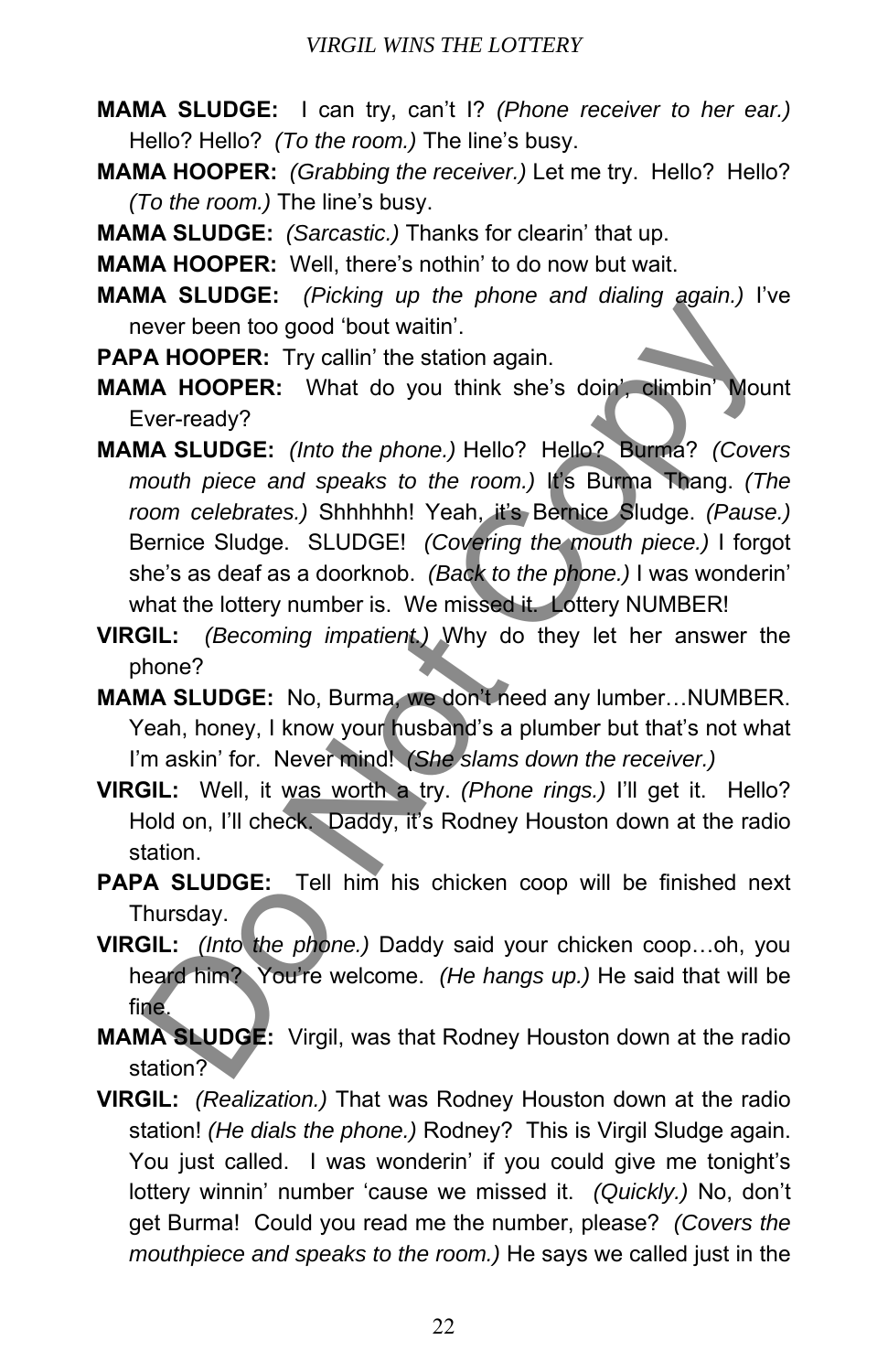**MAMA SLUDGE:** I can try, can't I? *(Phone receiver to her ear.)* Hello? Hello? *(To the room.)* The line's busy.

**MAMA HOOPER:** *(Grabbing the receiver.)* Let me try. Hello? Hello? *(To the room.)* The line's busy.

**MAMA SLUDGE:** *(Sarcastic.)* Thanks for clearin' that up.

**MAMA HOOPER:** Well, there's nothin' to do now but wait.

**MAMA SLUDGE:** *(Picking up the phone and dialing again.)* I've never been too good 'bout waitin'.

**PAPA HOOPER:** Try callin' the station again.

**MAMA HOOPER:** What do you think she's doin', climbin' Mount Ever-ready?

**MAMA SLUDGE:** *(Into the phone.)* Hello? Hello? Burma? *(Covers mouth piece and speaks to the room.)* It's Burma Thang. *(The room celebrates.)* Shhhhhh! Yeah, it's Bernice Sludge. *(Pause.)* Bernice Sludge. SLUDGE! *(Covering the mouth piece.)* I forgot she's as deaf as a doorknob. *(Back to the phone.)* I was wonderin' what the lottery number is. We missed it. Lottery NUMBER!

**VIRGIL:** *(Becoming impatient.)* Why do they let her answer the phone?

**MAMA SLUDGE:** No, Burma, we don't need any lumber…NUMBER. Yeah, honey, I know your husband's a plumber but that's not what I'm askin' for. Never mind! *(She slams down the receiver.)*

**VIRGIL:** Well, it was worth a try. *(Phone rings.)* I'll get it. Hello? Hold on, I'll check. Daddy, it's Rodney Houston down at the radio station.

**PAPA SLUDGE:** Tell him his chicken coop will be finished next Thursday.

**VIRGIL:** *(Into the phone.)* Daddy said your chicken coop…oh, you heard him? You're welcome. *(He hangs up.)* He said that will be fine.

**MAMA SLUDGE:** Virgil, was that Rodney Houston down at the radio station?

**VIRGIL:** *(Realization.)* That was Rodney Houston down at the radio station! *(He dials the phone.)* Rodney? This is Virgil Sludge again. You just called. I was wonderin' if you could give me tonight's lottery winnin' number 'cause we missed it. *(Quickly.)* No, don't get Burma! Could you read me the number, please? *(Covers the mouthpiece and speaks to the room.)* He says we called just in the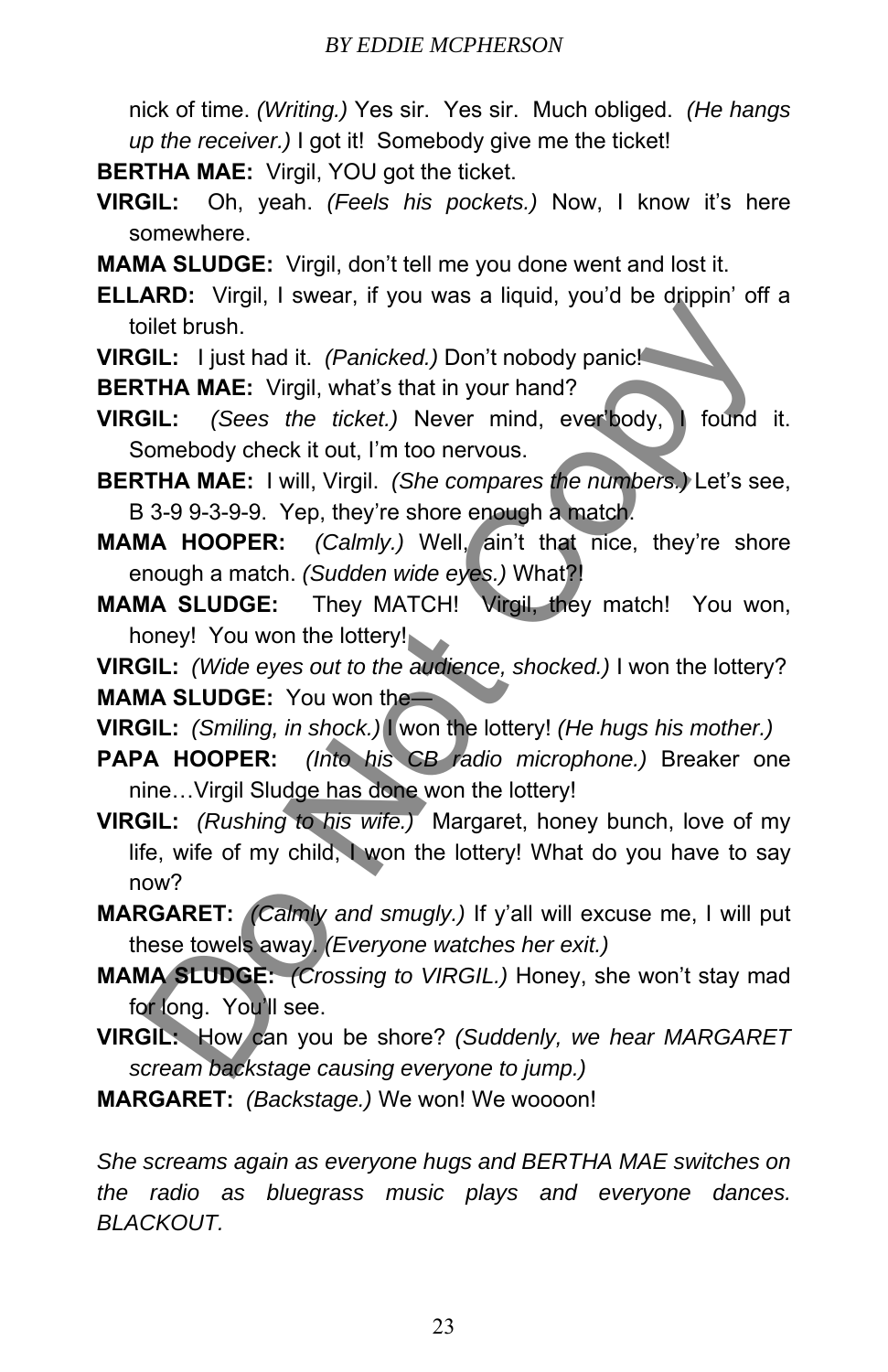nick of time. *(Writing.)* Yes sir. Yes sir. Much obliged. *(He hangs up the receiver.)* I got it! Somebody give me the ticket!

**BERTHA MAE:** Virgil, YOU got the ticket.

**VIRGIL:** Oh, yeah. *(Feels his pockets.)* Now, I know it's here somewhere.

**MAMA SLUDGE:** Virgil, don't tell me you done went and lost it.

**ELLARD:** Virgil, I swear, if you was a liquid, you'd be drippin' off a toilet brush.

**VIRGIL:** I just had it. *(Panicked.)* Don't nobody panic!

**BERTHA MAE:** Virgil, what's that in your hand?

**VIRGIL:** *(Sees the ticket.)* Never mind, ever'body, I found it. Somebody check it out, I'm too nervous.

**BERTHA MAE:** I will, Virgil. *(She compares the numbers.)* Let's see, B 3-9 9-3-9-9. Yep, they're shore enough a match.

**MAMA HOOPER:** *(Calmly.)* Well, ain't that nice, they're shore enough a match. *(Sudden wide eyes.)* What?!

**MAMA SLUDGE:** They MATCH! Virgil, they match! You won, honey! You won the lottery!

**VIRGIL:** *(Wide eyes out to the audience, shocked.)* I won the lottery?

**MAMA SLUDGE:** You won the—

**VIRGIL:** *(Smiling, in shock.)* I won the lottery! *(He hugs his mother.)*

**PAPA HOOPER:** *(Into his CB radio microphone.)* Breaker one nine…Virgil Sludge has done won the lottery!

**VIRGIL:** *(Rushing to his wife.)* Margaret, honey bunch, love of my life, wife of my child, I won the lottery! What do you have to say now?

**MARGARET:** *(Calmly and smugly.)* If y'all will excuse me, I will put these towels away. *(Everyone watches her exit.)*

**MAMA SLUDGE:** *(Crossing to VIRGIL.)* Honey, she won't stay mad for long. You'll see.

**VIRGIL:** How can you be shore? *(Suddenly, we hear MARGARET scream backstage causing everyone to jump.)*

**MARGARET:** *(Backstage.)* We won! We woooon!

*She screams again as everyone hugs and BERTHA MAE switches on the radio as bluegrass music plays and everyone dances. BLACKOUT.*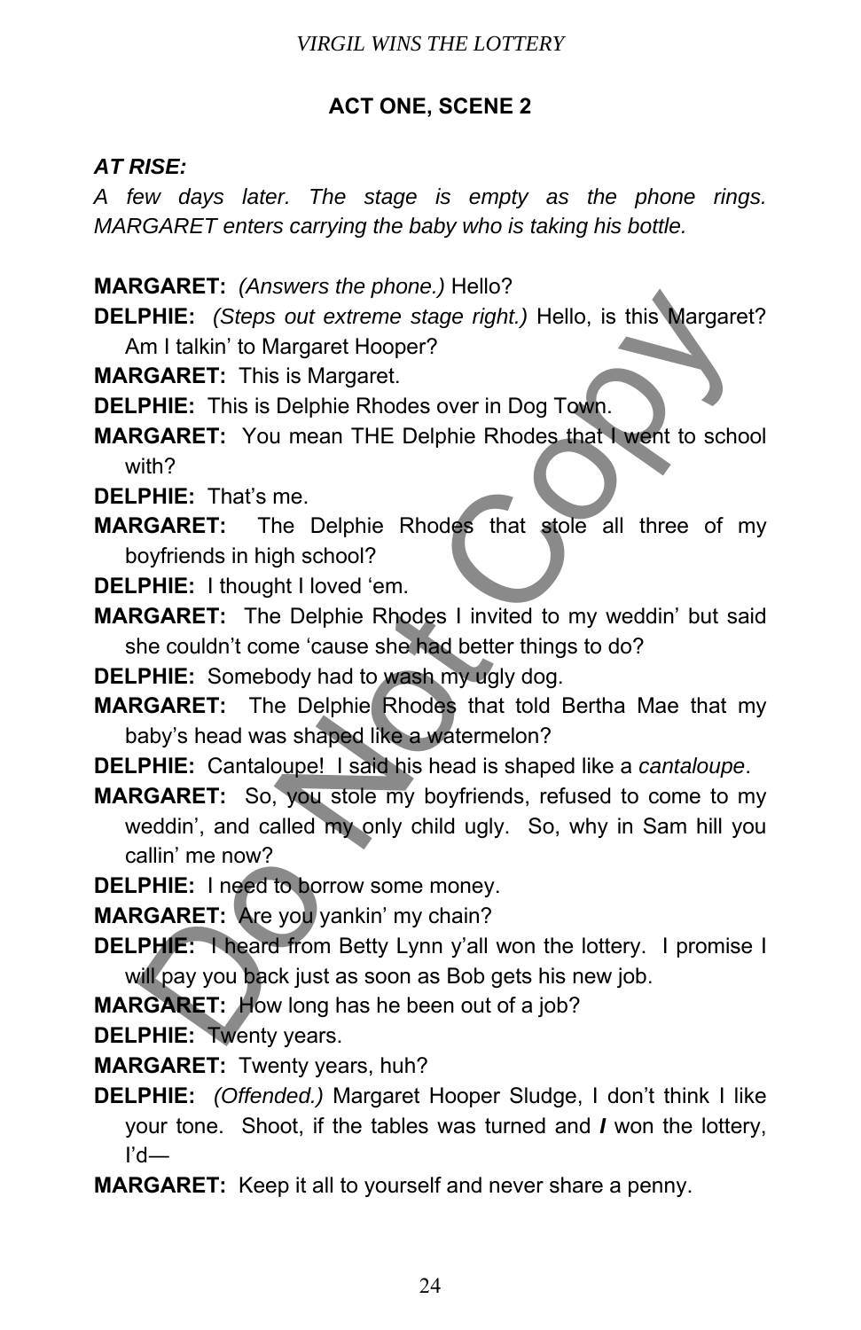## ACT ONE, SCENE 2

***AT RISE:***

*A few days later. The stage is empty as the phone rings. MARGARET enters carrying the baby who is taking his bottle.*

**MARGARET:** *(Answers the phone.)* Hello?

**DELPHIE:** *(Steps out extreme stage right.)* Hello, is this Margaret? Am I talkin' to Margaret Hooper?

**MARGARET:** This is Margaret.

**DELPHIE:** This is Delphie Rhodes over in Dog Town.

**MARGARET:** You mean THE Delphie Rhodes that I went to school with?

**DELPHIE:** That's me.

**MARGARET:** The Delphie Rhodes that stole all three of my boyfriends in high school?

**DELPHIE:** I thought I loved 'em.

**MARGARET:** The Delphie Rhodes I invited to my weddin' but said she couldn't come 'cause she had better things to do?

**DELPHIE:** Somebody had to wash my ugly dog.

**MARGARET:** The Delphie Rhodes that told Bertha Mae that my baby's head was shaped like a watermelon?

**DELPHIE:** Cantaloupe! I said his head is shaped like a *cantaloupe*.

**MARGARET:** So, you stole my boyfriends, refused to come to my weddin', and called my only child ugly. So, why in Sam hill you callin' me now?

**DELPHIE:** I need to borrow some money.

**MARGARET:** Are you yankin' my chain?

**DELPHIE:** I heard from Betty Lynn y'all won the lottery. I promise I will pay you back just as soon as Bob gets his new job.

**MARGARET:** How long has he been out of a job?

**DELPHIE:** Twenty years.

**MARGARET:** Twenty years, huh?

**DELPHIE:** *(Offended.)* Margaret Hooper Sludge, I don't think I like your tone. Shoot, if the tables was turned and ***I*** won the lottery, I'd—

**MARGARET:** Keep it all to yourself and never share a penny.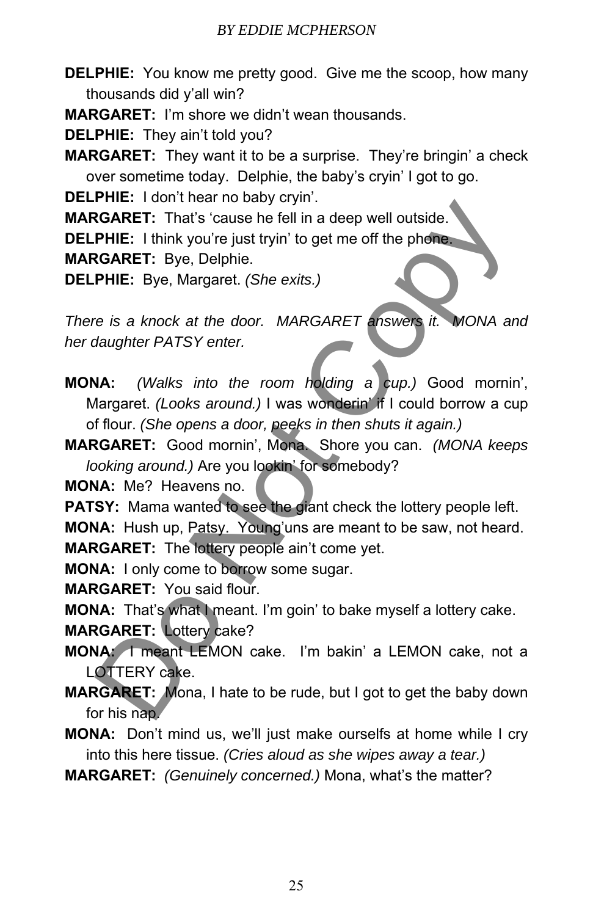**DELPHIE:** You know me pretty good. Give me the scoop, how many thousands did y'all win?

**MARGARET:** I'm shore we didn't wean thousands.

**DELPHIE:** They ain't told you?

**MARGARET:** They want it to be a surprise. They're bringin' a check over sometime today. Delphie, the baby's cryin' I got to go.

**DELPHIE:** I don't hear no baby cryin'.

**MARGARET:** That's 'cause he fell in a deep well outside.

**DELPHIE:** I think you're just tryin' to get me off the phone.

**MARGARET:** Bye, Delphie.

**DELPHIE:** Bye, Margaret. *(She exits.)*

*There is a knock at the door. MARGARET answers it. MONA and her daughter PATSY enter.*

**MONA:** *(Walks into the room holding a cup.)* Good mornin', Margaret. *(Looks around.)* I was wonderin' if I could borrow a cup of flour. *(She opens a door, peeks in then shuts it again.)*

**MARGARET:** Good mornin', Mona. Shore you can. *(MONA keeps looking around.)* Are you lookin' for somebody?

**MONA:** Me? Heavens no.

**PATSY:** Mama wanted to see the giant check the lottery people left.

**MONA:** Hush up, Patsy. Young'uns are meant to be saw, not heard.

**MARGARET:** The lottery people ain't come yet.

**MONA:** I only come to borrow some sugar.

**MARGARET:** You said flour.

**MONA:** That's what I meant. I'm goin' to bake myself a lottery cake.

**MARGARET:** Lottery cake?

**MONA:** I meant LEMON cake. I'm bakin' a LEMON cake, not a LOTTERY cake.

**MARGARET:** Mona, I hate to be rude, but I got to get the baby down for his nap.

**MONA:** Don't mind us, we'll just make ourselfs at home while I cry into this here tissue. *(Cries aloud as she wipes away a tear.)*

**MARGARET:** *(Genuinely concerned.)* Mona, what's the matter?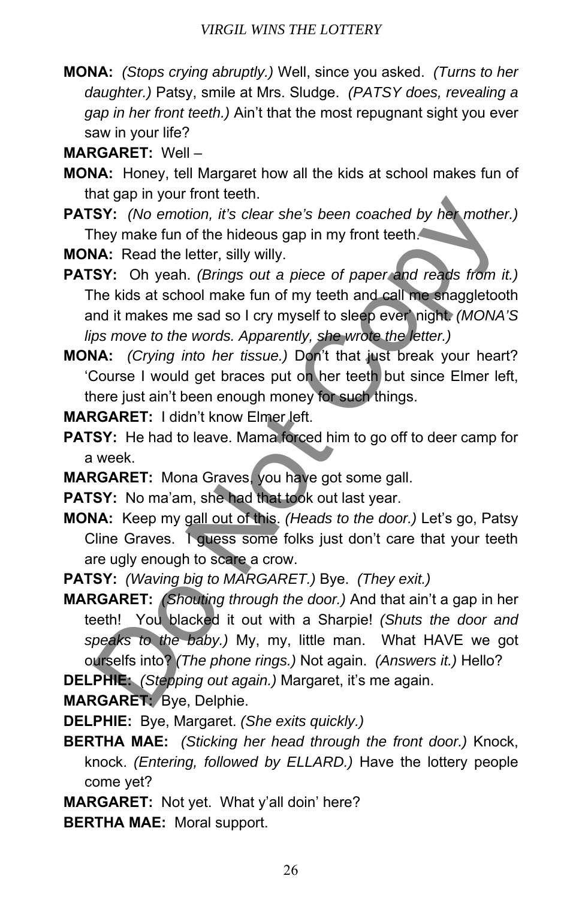**MONA:** *(Stops crying abruptly.)* Well, since you asked. *(Turns to her daughter.)* Patsy, smile at Mrs. Sludge. *(PATSY does, revealing a gap in her front teeth.)* Ain't that the most repugnant sight you ever saw in your life?

**MARGARET:** Well –

**MONA:** Honey, tell Margaret how all the kids at school makes fun of that gap in your front teeth.

**PATSY:** *(No emotion, it's clear she's been coached by her mother.)* They make fun of the hideous gap in my front teeth.

**MONA:** Read the letter, silly willy.

**PATSY:** Oh yeah. *(Brings out a piece of paper and reads from it.)* The kids at school make fun of my teeth and call me snaggletooth and it makes me sad so I cry myself to sleep ever' night. *(MONA'S lips move to the words. Apparently, she wrote the letter.)*

**MONA:** *(Crying into her tissue.)* Don't that just break your heart? 'Course I would get braces put on her teeth but since Elmer left, there just ain't been enough money for such things.

**MARGARET:** I didn't know Elmer left.

**PATSY:** He had to leave. Mama forced him to go off to deer camp for a week.

**MARGARET:** Mona Graves, you have got some gall.

**PATSY:** No ma'am, she had that took out last year.

**MONA:** Keep my gall out of this. *(Heads to the door.)* Let's go, Patsy Cline Graves. I guess some folks just don't care that your teeth are ugly enough to scare a crow.

**PATSY:** *(Waving big to MARGARET.)* Bye. *(They exit.)*

**MARGARET:** *(Shouting through the door.)* And that ain't a gap in her teeth! You blacked it out with a Sharpie! *(Shuts the door and speaks to the baby.)* My, my, little man. What HAVE we got ourselfs into? *(The phone rings.)* Not again. *(Answers it.)* Hello?

**DELPHIE:** *(Stepping out again.)* Margaret, it's me again.

**MARGARET:** Bye, Delphie.

**DELPHIE:** Bye, Margaret. *(She exits quickly.)*

**BERTHA MAE:** *(Sticking her head through the front door.)* Knock, knock. *(Entering, followed by ELLARD.)* Have the lottery people come yet?

**MARGARET:** Not yet. What y'all doin' here?

**BERTHA MAE:** Moral support.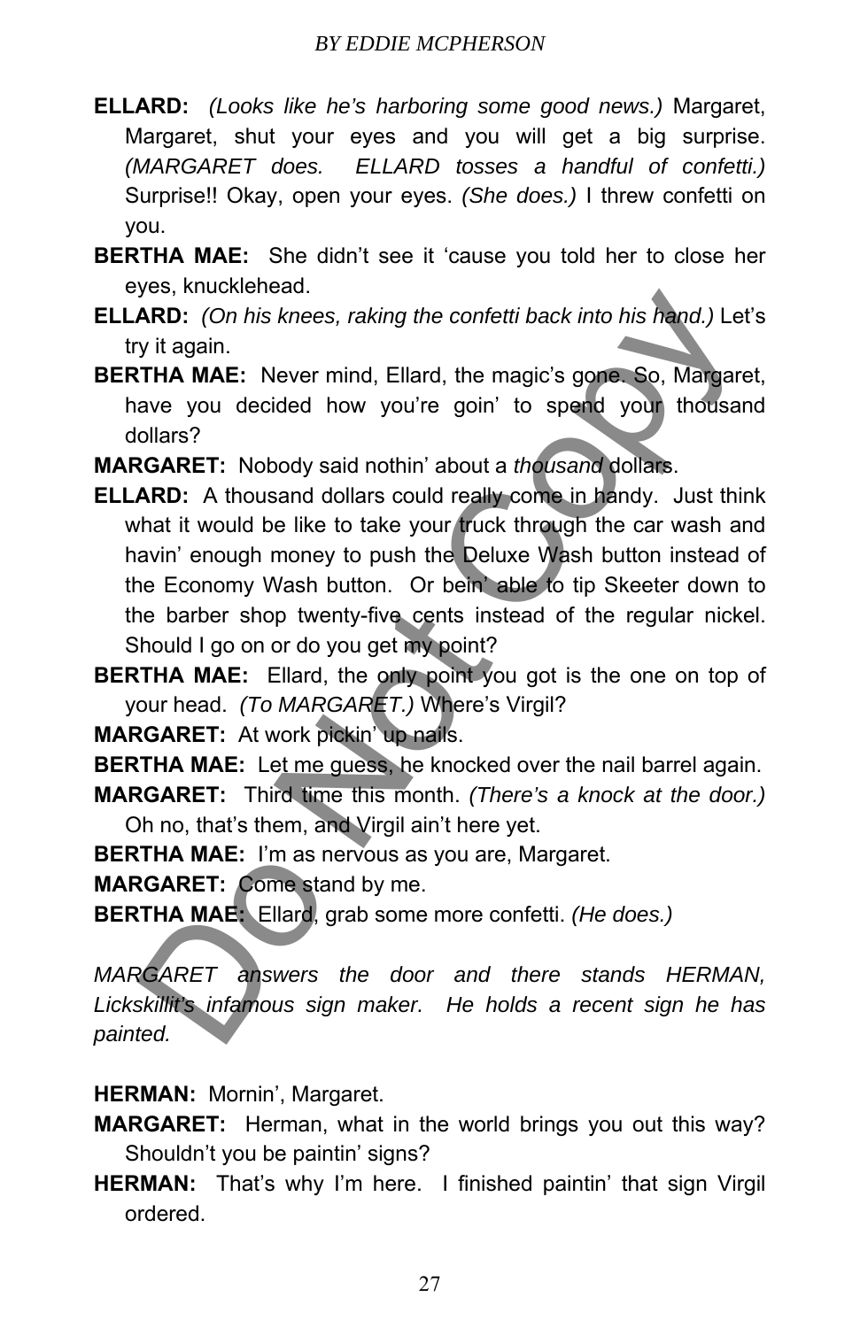**ELLARD:** *(Looks like he's harboring some good news.)* Margaret, Margaret, shut your eyes and you will get a big surprise. *(MARGARET does. ELLARD tosses a handful of confetti.)* Surprise!! Okay, open your eyes. *(She does.)* I threw confetti on you.

**BERTHA MAE:** She didn't see it 'cause you told her to close her eyes, knucklehead.

**ELLARD:** *(On his knees, raking the confetti back into his hand.)* Let's try it again.

**BERTHA MAE:** Never mind, Ellard, the magic's gone. So, Margaret, have you decided how you're goin' to spend your thousand dollars?

**MARGARET:** Nobody said nothin' about a *thousand* dollars.

**ELLARD:** A thousand dollars could really come in handy. Just think what it would be like to take your truck through the car wash and havin' enough money to push the Deluxe Wash button instead of the Economy Wash button. Or bein' able to tip Skeeter down to the barber shop twenty-five cents instead of the regular nickel. Should I go on or do you get my point?

**BERTHA MAE:** Ellard, the only point you got is the one on top of your head. *(To MARGARET.)* Where's Virgil?

**MARGARET:** At work pickin' up nails.

**BERTHA MAE:** Let me guess, he knocked over the nail barrel again.

**MARGARET:** Third time this month. *(There's a knock at the door.)* Oh no, that's them, and Virgil ain't here yet.

**BERTHA MAE:** I'm as nervous as you are, Margaret.

**MARGARET:** Come stand by me.

**BERTHA MAE:** Ellard, grab some more confetti. *(He does.)*

*MARGARET answers the door and there stands HERMAN, Lickskillit's infamous sign maker. He holds a recent sign he has painted.*

**HERMAN:** Mornin', Margaret.

**MARGARET:** Herman, what in the world brings you out this way? Shouldn't you be paintin' signs?

**HERMAN:** That's why I'm here. I finished paintin' that sign Virgil ordered.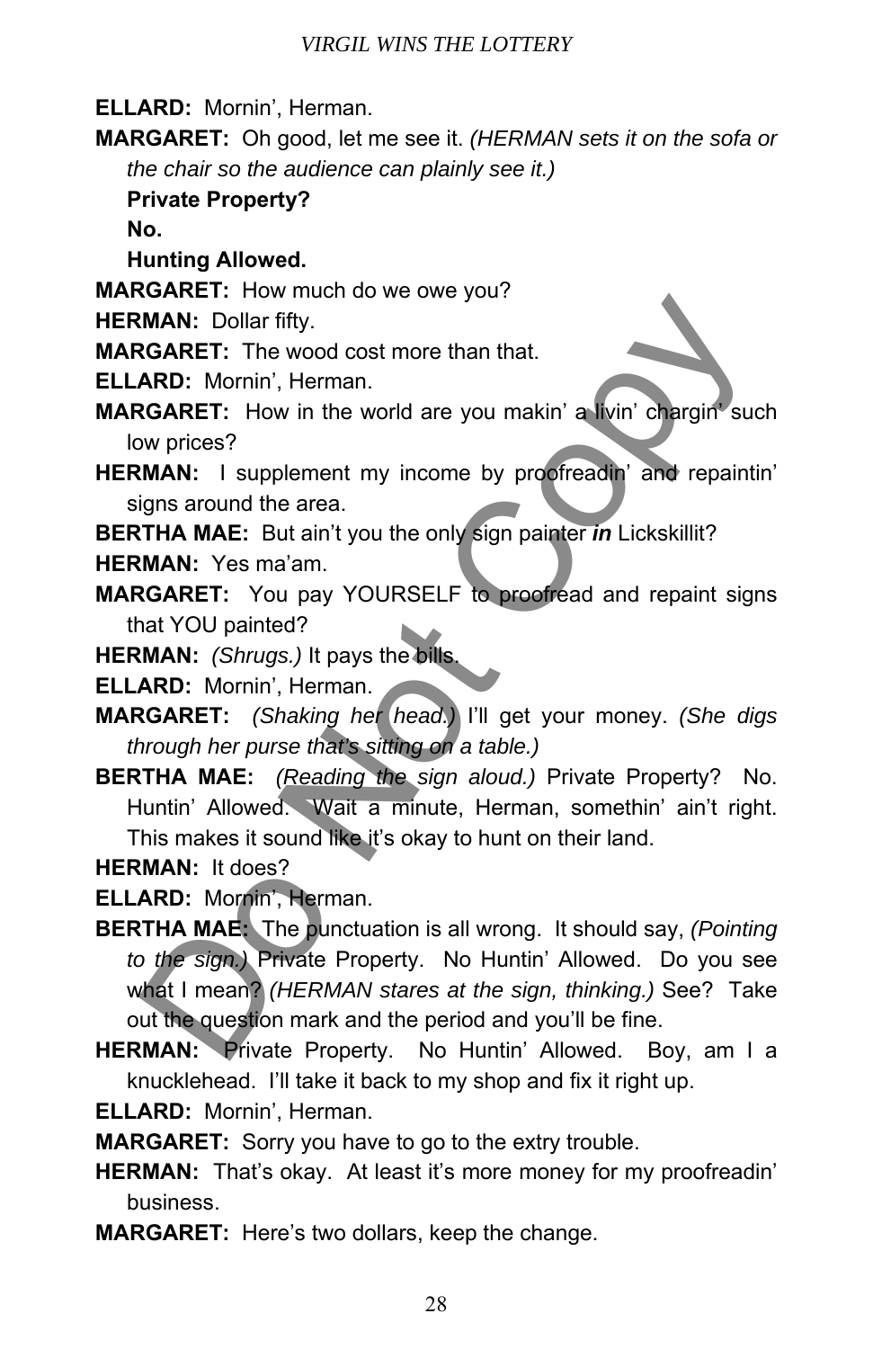**ELLARD:** Mornin', Herman.

**MARGARET:** Oh good, let me see it. *(HERMAN sets it on the sofa or the chair so the audience can plainly see it.)*

**Private Property?**

**No.**

**Hunting Allowed.**

**MARGARET:** How much do we owe you?

**HERMAN:** Dollar fifty.

**MARGARET:** The wood cost more than that.

**ELLARD:** Mornin', Herman.

**MARGARET:** How in the world are you makin' a livin' chargin' such low prices?

**HERMAN:** I supplement my income by proofreadin' and repaintin' signs around the area.

**BERTHA MAE:** But ain't you the only sign painter ***in*** Lickskillit?

**HERMAN:** Yes ma'am.

**MARGARET:** You pay YOURSELF to proofread and repaint signs that YOU painted?

**HERMAN:** *(Shrugs.)* It pays the bills.

**ELLARD:** Mornin', Herman.

**MARGARET:** *(Shaking her head.)* I'll get your money. *(She digs through her purse that's sitting on a table.)*

**BERTHA MAE:** *(Reading the sign aloud.)* Private Property? No. Huntin' Allowed. Wait a minute, Herman, somethin' ain't right. This makes it sound like it's okay to hunt on their land.

**HERMAN:** It does?

**ELLARD:** Mornin', Herman.

**BERTHA MAE:** The punctuation is all wrong. It should say, *(Pointing to the sign.)* Private Property. No Huntin' Allowed. Do you see what I mean? *(HERMAN stares at the sign, thinking.)* See? Take out the question mark and the period and you'll be fine.

**HERMAN:** Private Property. No Huntin' Allowed. Boy, am I a knucklehead. I'll take it back to my shop and fix it right up.

**ELLARD:** Mornin', Herman.

**MARGARET:** Sorry you have to go to the extry trouble.

**HERMAN:** That's okay. At least it's more money for my proofreadin' business.

**MARGARET:** Here's two dollars, keep the change.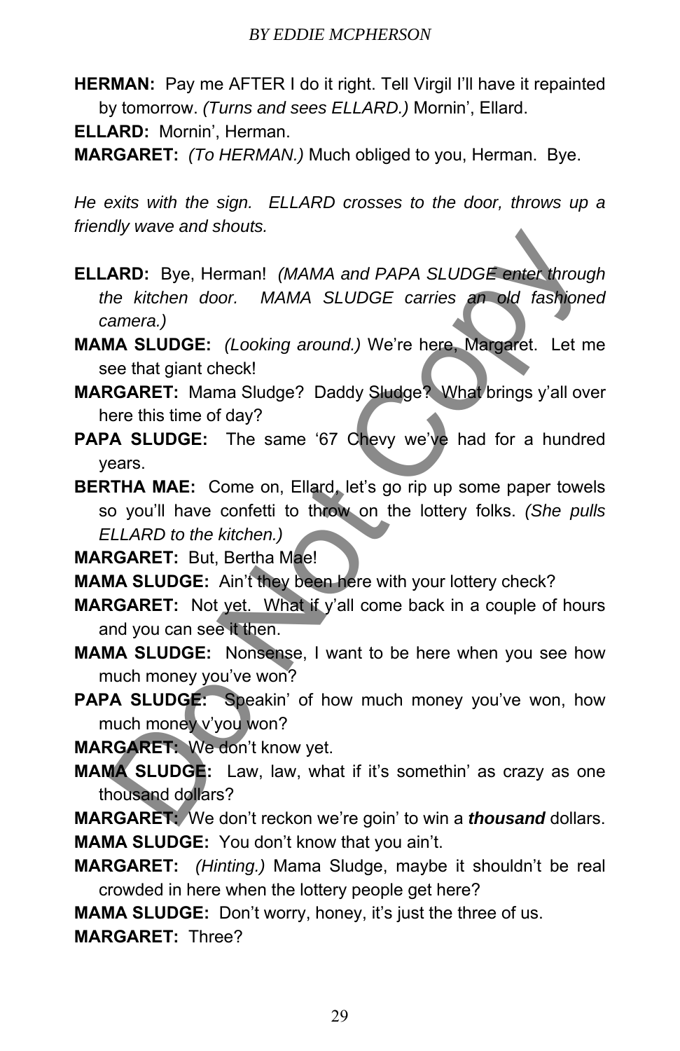**HERMAN:** Pay me AFTER I do it right. Tell Virgil I'll have it repainted by tomorrow. *(Turns and sees ELLARD.)* Mornin', Ellard.

**ELLARD:** Mornin', Herman.

**MARGARET:** *(To HERMAN.)* Much obliged to you, Herman. Bye.

*He exits with the sign. ELLARD crosses to the door, throws up a friendly wave and shouts.*

**ELLARD:** Bye, Herman! *(MAMA and PAPA SLUDGE enter through the kitchen door. MAMA SLUDGE carries an old fashioned camera.)*

**MAMA SLUDGE:** *(Looking around.)* We're here, Margaret. Let me see that giant check!

**MARGARET:** Mama Sludge? Daddy Sludge? What brings y'all over here this time of day?

**PAPA SLUDGE:** The same '67 Chevy we've had for a hundred years.

**BERTHA MAE:** Come on, Ellard, let's go rip up some paper towels so you'll have confetti to throw on the lottery folks. *(She pulls ELLARD to the kitchen.)*

**MARGARET:** But, Bertha Mae!

**MAMA SLUDGE:** Ain't they been here with your lottery check?

**MARGARET:** Not yet. What if y'all come back in a couple of hours and you can see it then.

**MAMA SLUDGE:** Nonsense, I want to be here when you see how much money you've won?

**PAPA SLUDGE:** Speakin' of how much money you've won, how much money v'you won?

**MARGARET:** We don't know yet.

**MAMA SLUDGE:** Law, law, what if it's somethin' as crazy as one thousand dollars?

**MARGARET:** We don't reckon we're goin' to win a ***thousand*** dollars.

**MAMA SLUDGE:** You don't know that you ain't.

**MARGARET:** *(Hinting.)* Mama Sludge, maybe it shouldn't be real crowded in here when the lottery people get here?

**MAMA SLUDGE:** Don't worry, honey, it's just the three of us.

**MARGARET:** Three?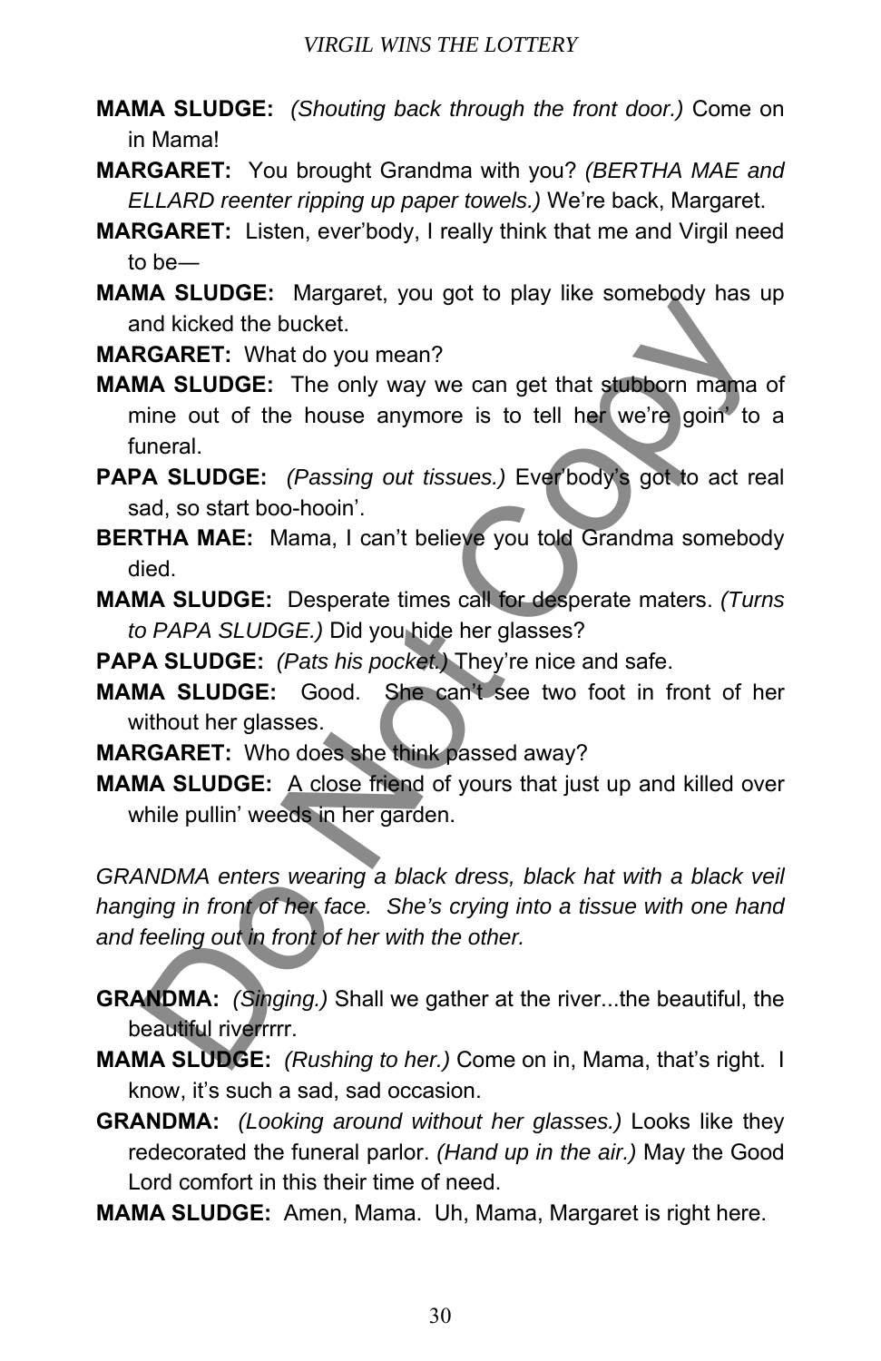**MAMA SLUDGE:** *(Shouting back through the front door.)* Come on in Mama!

**MARGARET:** You brought Grandma with you? *(BERTHA MAE and ELLARD reenter ripping up paper towels.)* We're back, Margaret.

**MARGARET:** Listen, ever'body, I really think that me and Virgil need to be—

**MAMA SLUDGE:** Margaret, you got to play like somebody has up and kicked the bucket.

**MARGARET:** What do you mean?

**MAMA SLUDGE:** The only way we can get that stubborn mama of mine out of the house anymore is to tell her we're goin' to a funeral.

**PAPA SLUDGE:** *(Passing out tissues.)* Ever'body's got to act real sad, so start boo-hooin'.

**BERTHA MAE:** Mama, I can't believe you told Grandma somebody died.

**MAMA SLUDGE:** Desperate times call for desperate maters. *(Turns to PAPA SLUDGE.)* Did you hide her glasses?

**PAPA SLUDGE:** *(Pats his pocket.)* They're nice and safe.

**MAMA SLUDGE:** Good. She can't see two foot in front of her without her glasses.

**MARGARET:** Who does she think passed away?

**MAMA SLUDGE:** A close friend of yours that just up and killed over while pullin' weeds in her garden.

*GRANDMA enters wearing a black dress, black hat with a black veil hanging in front of her face. She's crying into a tissue with one hand and feeling out in front of her with the other.*

**GRANDMA:** *(Singing.)* Shall we gather at the river...the beautiful, the beautiful riverrrrr.

**MAMA SLUDGE:** *(Rushing to her.)* Come on in, Mama, that's right. I know, it's such a sad, sad occasion.

**GRANDMA:** *(Looking around without her glasses.)* Looks like they redecorated the funeral parlor. *(Hand up in the air.)* May the Good Lord comfort in this their time of need.

**MAMA SLUDGE:** Amen, Mama. Uh, Mama, Margaret is right here.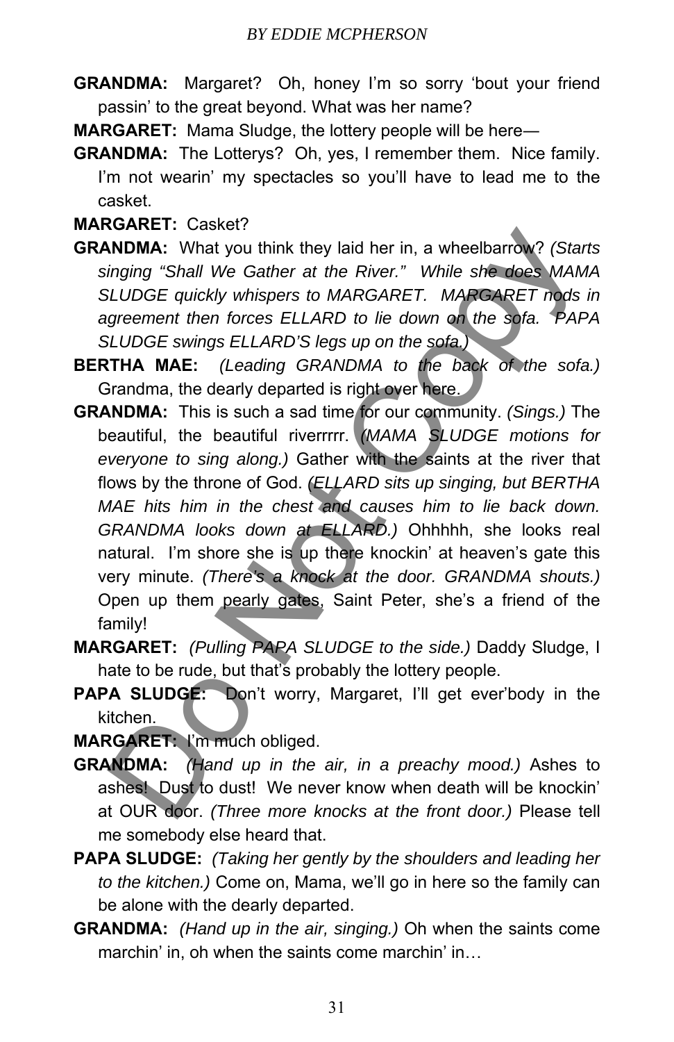**GRANDMA:** Margaret? Oh, honey I'm so sorry 'bout your friend passin' to the great beyond. What was her name?

**MARGARET:** Mama Sludge, the lottery people will be here—

**GRANDMA:** The Lotterys? Oh, yes, I remember them. Nice family. I'm not wearin' my spectacles so you'll have to lead me to the casket.

**MARGARET:** Casket?

**GRANDMA:** What you think they laid her in, a wheelbarrow? *(Starts singing "Shall We Gather at the River." While she does MAMA SLUDGE quickly whispers to MARGARET. MARGARET nods in agreement then forces ELLARD to lie down on the sofa. PAPA SLUDGE swings ELLARD'S legs up on the sofa.)*

**BERTHA MAE:** *(Leading GRANDMA to the back of the sofa.)* Grandma, the dearly departed is right over here.

**GRANDMA:** This is such a sad time for our community. *(Sings.)* The beautiful, the beautiful riverrrrr. *(MAMA SLUDGE motions for everyone to sing along.)* Gather with the saints at the river that flows by the throne of God. *(ELLARD sits up singing, but BERTHA MAE hits him in the chest and causes him to lie back down. GRANDMA looks down at ELLARD.)* Ohhhhh, she looks real natural. I'm shore she is up there knockin' at heaven's gate this very minute. *(There's a knock at the door. GRANDMA shouts.)* Open up them pearly gates, Saint Peter, she's a friend of the family!

**MARGARET:** *(Pulling PAPA SLUDGE to the side.)* Daddy Sludge, I hate to be rude, but that's probably the lottery people.

**PAPA SLUDGE:** Don't worry, Margaret, I'll get ever'body in the kitchen.

**MARGARET:** I'm much obliged.

**GRANDMA:** *(Hand up in the air, in a preachy mood.)* Ashes to ashes! Dust to dust! We never know when death will be knockin' at OUR door. *(Three more knocks at the front door.)* Please tell me somebody else heard that.

**PAPA SLUDGE:** *(Taking her gently by the shoulders and leading her to the kitchen.)* Come on, Mama, we'll go in here so the family can be alone with the dearly departed.

**GRANDMA:** *(Hand up in the air, singing.)* Oh when the saints come marchin' in, oh when the saints come marchin' in…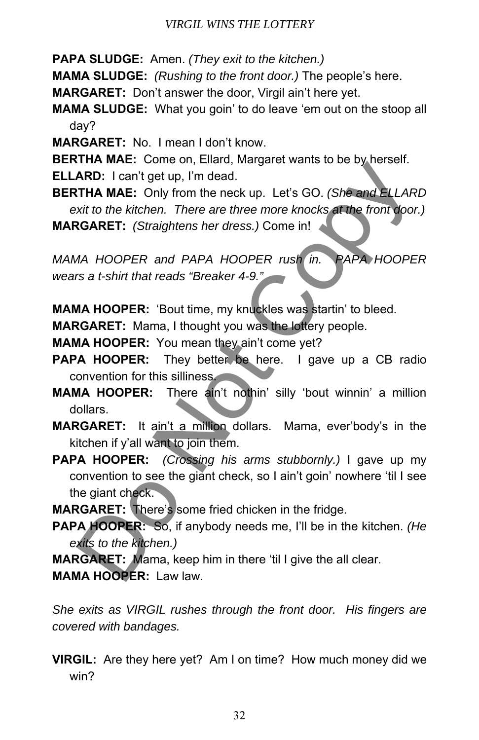**PAPA SLUDGE:** Amen. *(They exit to the kitchen.)*

**MAMA SLUDGE:** *(Rushing to the front door.)* The people's here.

**MARGARET:** Don't answer the door, Virgil ain't here yet.

**MAMA SLUDGE:** What you goin' to do leave 'em out on the stoop all day?

**MARGARET:** No. I mean I don't know.

**BERTHA MAE:** Come on, Ellard, Margaret wants to be by herself.

**ELLARD:** I can't get up, I'm dead.

**BERTHA MAE:** Only from the neck up. Let's GO. *(She and ELLARD exit to the kitchen. There are three more knocks at the front door.)*

**MARGARET:** *(Straightens her dress.)* Come in!

*MAMA HOOPER and PAPA HOOPER rush in. PAPA HOOPER wears a t-shirt that reads "Breaker 4-9."*

**MAMA HOOPER:** 'Bout time, my knuckles was startin' to bleed.

**MARGARET:** Mama, I thought you was the lottery people.

**MAMA HOOPER:** You mean they ain't come yet?

**PAPA HOOPER:** They better be here. I gave up a CB radio convention for this silliness.

**MAMA HOOPER:** There ain't nothin' silly 'bout winnin' a million dollars.

**MARGARET:** It ain't a million dollars. Mama, ever'body's in the kitchen if y'all want to join them.

**PAPA HOOPER:** *(Crossing his arms stubbornly.)* I gave up my convention to see the giant check, so I ain't goin' nowhere 'til I see the giant check.

**MARGARET:** There's some fried chicken in the fridge.

**PAPA HOOPER:** So, if anybody needs me, I'll be in the kitchen. *(He exits to the kitchen.)*

**MARGARET:** Mama, keep him in there 'til I give the all clear.

**MAMA HOOPER:** Law law.

*She exits as VIRGIL rushes through the front door. His fingers are covered with bandages.*

**VIRGIL:** Are they here yet? Am I on time? How much money did we win?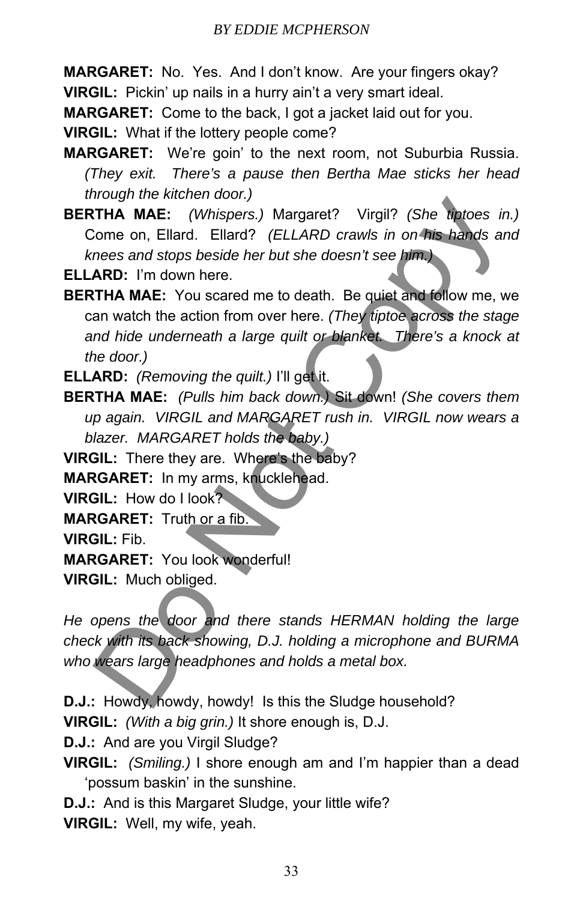**MARGARET:** No. Yes. And I don't know. Are your fingers okay?

**VIRGIL:** Pickin' up nails in a hurry ain't a very smart ideal.

**MARGARET:** Come to the back, I got a jacket laid out for you.

**VIRGIL:** What if the lottery people come?

**MARGARET:** We're goin' to the next room, not Suburbia Russia. *(They exit. There's a pause then Bertha Mae sticks her head through the kitchen door.)*

**BERTHA MAE:** *(Whispers.)* Margaret? Virgil? *(She tiptoes in.)* Come on, Ellard. Ellard? *(ELLARD crawls in on his hands and knees and stops beside her but she doesn't see him.)*

**ELLARD:** I'm down here.

**BERTHA MAE:** You scared me to death. Be quiet and follow me, we can watch the action from over here. *(They tiptoe across the stage and hide underneath a large quilt or blanket. There's a knock at the door.)*

**ELLARD:** *(Removing the quilt.)* I'll get it.

**BERTHA MAE:** *(Pulls him back down.)* Sit down! *(She covers them up again. VIRGIL and MARGARET rush in. VIRGIL now wears a blazer. MARGARET holds the baby.)*

**VIRGIL:** There they are. Where's the baby?

**MARGARET:** In my arms, knucklehead.

**VIRGIL:** How do I look?

**MARGARET:** Truth or a fib.

**VIRGIL:** Fib.

**MARGARET:** You look wonderful!

**VIRGIL:** Much obliged.

*He opens the door and there stands HERMAN holding the large check with its back showing, D.J. holding a microphone and BURMA who wears large headphones and holds a metal box.*

**D.J.:** Howdy, howdy, howdy! Is this the Sludge household?

**VIRGIL:** *(With a big grin.)* It shore enough is, D.J.

**D.J.:** And are you Virgil Sludge?

**VIRGIL:** *(Smiling.)* I shore enough am and I'm happier than a dead 'possum baskin' in the sunshine.

**D.J.:** And is this Margaret Sludge, your little wife?

**VIRGIL:** Well, my wife, yeah.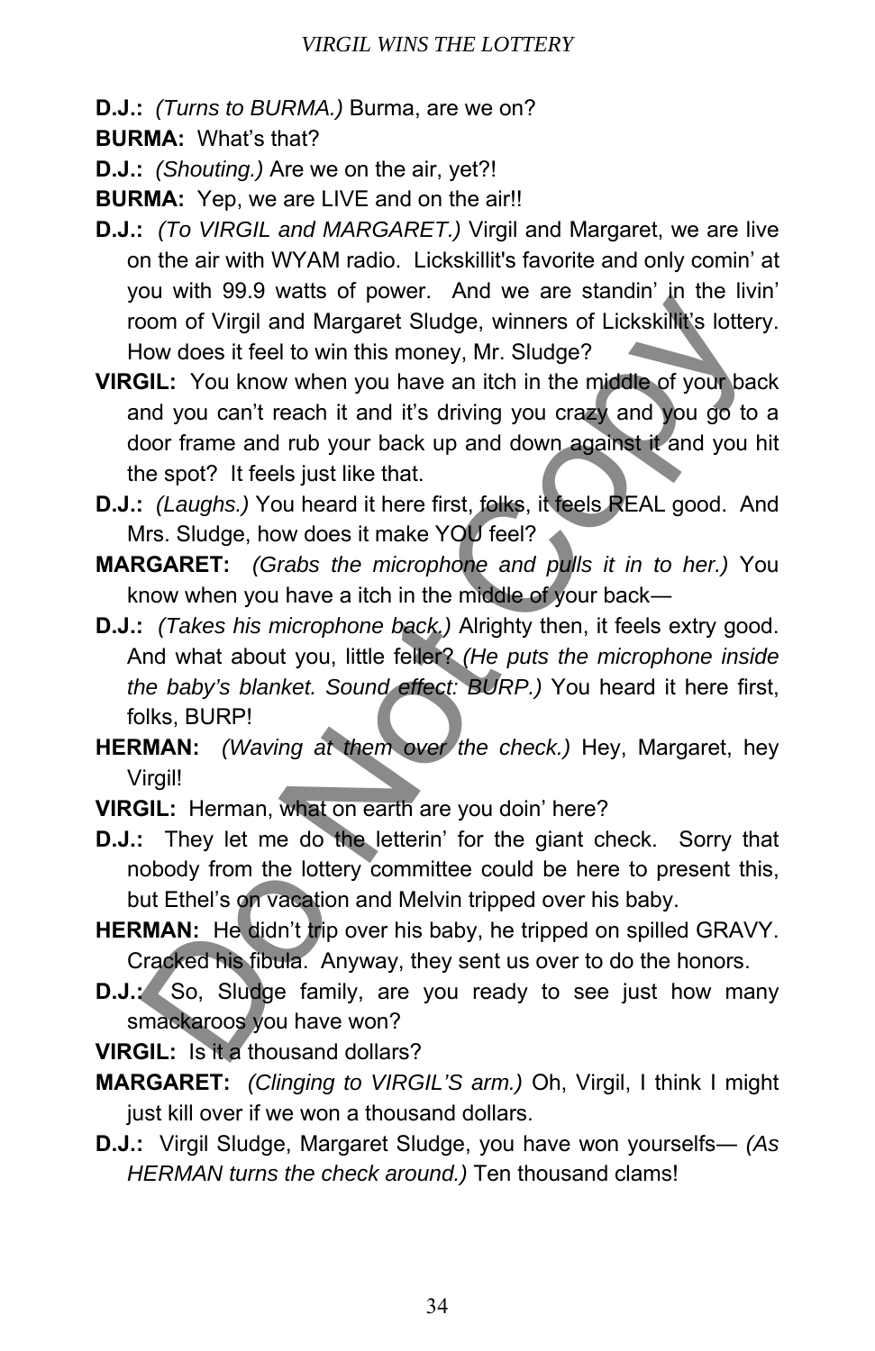**D.J.:** *(Turns to BURMA.)* Burma, are we on?

**BURMA:** What's that?

**D.J.:** *(Shouting.)* Are we on the air, yet?!

**BURMA:** Yep, we are LIVE and on the air!!

**D.J.:** *(To VIRGIL and MARGARET.)* Virgil and Margaret, we are live on the air with WYAM radio. Lickskillit's favorite and only comin' at you with 99.9 watts of power. And we are standin' in the livin' room of Virgil and Margaret Sludge, winners of Lickskillit's lottery. How does it feel to win this money, Mr. Sludge?

**VIRGIL:** You know when you have an itch in the middle of your back and you can't reach it and it's driving you crazy and you go to a door frame and rub your back up and down against it and you hit the spot? It feels just like that.

**D.J.:** *(Laughs.)* You heard it here first, folks, it feels REAL good. And Mrs. Sludge, how does it make YOU feel?

**MARGARET:** *(Grabs the microphone and pulls it in to her.)* You know when you have a itch in the middle of your back—

**D.J.:** *(Takes his microphone back.)* Alrighty then, it feels extry good. And what about you, little feller? *(He puts the microphone inside the baby's blanket. Sound effect: BURP.)* You heard it here first, folks, BURP!

**HERMAN:** *(Waving at them over the check.)* Hey, Margaret, hey Virgil!

**VIRGIL:** Herman, what on earth are you doin' here?

**D.J.:** They let me do the letterin' for the giant check. Sorry that nobody from the lottery committee could be here to present this, but Ethel's on vacation and Melvin tripped over his baby.

**HERMAN:** He didn't trip over his baby, he tripped on spilled GRAVY. Cracked his fibula. Anyway, they sent us over to do the honors.

**D.J.:** So, Sludge family, are you ready to see just how many smackaroos you have won?

**VIRGIL:** Is it a thousand dollars?

**MARGARET:** *(Clinging to VIRGIL'S arm.)* Oh, Virgil, I think I might just kill over if we won a thousand dollars.

**D.J.:** Virgil Sludge, Margaret Sludge, you have won yourselfs— *(As HERMAN turns the check around.)* Ten thousand clams!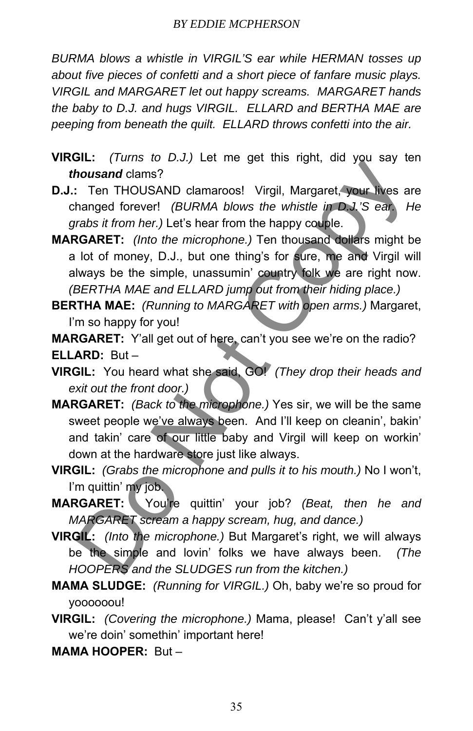*BURMA blows a whistle in VIRGIL'S ear while HERMAN tosses up about five pieces of confetti and a short piece of fanfare music plays. VIRGIL and MARGARET let out happy screams. MARGARET hands the baby to D.J. and hugs VIRGIL. ELLARD and BERTHA MAE are peeping from beneath the quilt. ELLARD throws confetti into the air.*

**VIRGIL:** *(Turns to D.J.)* Let me get this right, did you say ten ***thousand*** clams?

**D.J.:** Ten THOUSAND clamaroos! Virgil, Margaret, your lives are changed forever! *(BURMA blows the whistle in D.J.'S ear. He grabs it from her.)* Let's hear from the happy couple.

**MARGARET:** *(Into the microphone.)* Ten thousand dollars might be a lot of money, D.J., but one thing's for sure, me and Virgil will always be the simple, unassumin' country folk we are right now. *(BERTHA MAE and ELLARD jump out from their hiding place.)*

**BERTHA MAE:** *(Running to MARGARET with open arms.)* Margaret, I'm so happy for you!

**MARGARET:** Y'all get out of here, can't you see we're on the radio?

**ELLARD:** But –

**VIRGIL:** You heard what she said, GO! *(They drop their heads and exit out the front door.)*

**MARGARET:** *(Back to the microphone.)* Yes sir, we will be the same sweet people we've always been. And I'll keep on cleanin', bakin' and takin' care of our little baby and Virgil will keep on workin' down at the hardware store just like always.

**VIRGIL:** *(Grabs the microphone and pulls it to his mouth.)* No I won't, I'm quittin' my job.

**MARGARET:** You're quittin' your job? *(Beat, then he and MARGARET scream a happy scream, hug, and dance.)*

**VIRGIL:** *(Into the microphone.)* But Margaret's right, we will always be the simple and lovin' folks we have always been. *(The HOOPERS and the SLUDGES run from the kitchen.)*

**MAMA SLUDGE:** *(Running for VIRGIL.)* Oh, baby we're so proud for yoooooou!

**VIRGIL:** *(Covering the microphone.)* Mama, please! Can't y'all see we're doin' somethin' important here!

**MAMA HOOPER:** But –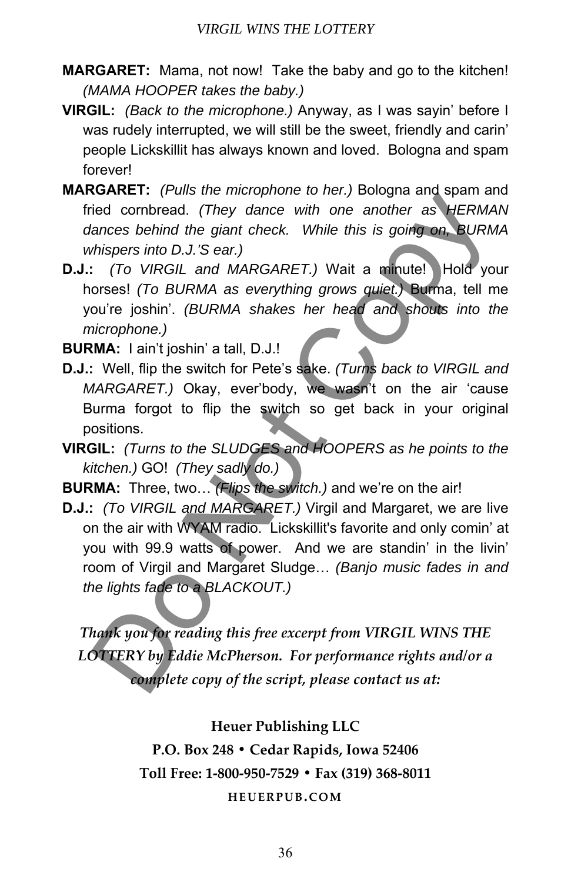**MARGARET:** Mama, not now! Take the baby and go to the kitchen! *(MAMA HOOPER takes the baby.)*

**VIRGIL:** *(Back to the microphone.)* Anyway, as I was sayin' before I was rudely interrupted, we will still be the sweet, friendly and carin' people Lickskillit has always known and loved. Bologna and spam forever!

**MARGARET:** *(Pulls the microphone to her.)* Bologna and spam and fried cornbread. *(They dance with one another as HERMAN dances behind the giant check. While this is going on, BURMA whispers into D.J.'S ear.)*

**D.J.:** *(To VIRGIL and MARGARET.)* Wait a minute! Hold your horses! *(To BURMA as everything grows quiet.)* Burma, tell me you're joshin'. *(BURMA shakes her head and shouts into the microphone.)*

**BURMA:** I ain't joshin' a tall, D.J.!

**D.J.:** Well, flip the switch for Pete's sake. *(Turns back to VIRGIL and MARGARET.)* Okay, ever'body, we wasn't on the air 'cause Burma forgot to flip the switch so get back in your original positions.

**VIRGIL:** *(Turns to the SLUDGES and HOOPERS as he points to the kitchen.)* GO! *(They sadly do.)*

**BURMA:** Three, two… *(Flips the switch.)* and we're on the air!

**D.J.:** *(To VIRGIL and MARGARET.)* Virgil and Margaret, we are live on the air with WYAM radio. Lickskillit's favorite and only comin' at you with 99.9 watts of power. And we are standin' in the livin' room of Virgil and Margaret Sludge… *(Banjo music fades in and the lights fade to a BLACKOUT.)*

*Thank you for reading this free excerpt from VIRGIL WINS THE LOTTERY by Eddie McPherson. For performance rights and/or a complete copy of the script, please contact us at:*

**Heuer Publishing LLC**
**P.O. Box 248 • Cedar Rapids, Iowa 52406**
**Toll Free: 1-800-950-7529 • Fax (319) 368-8011**
**HEUERPUB.COM**